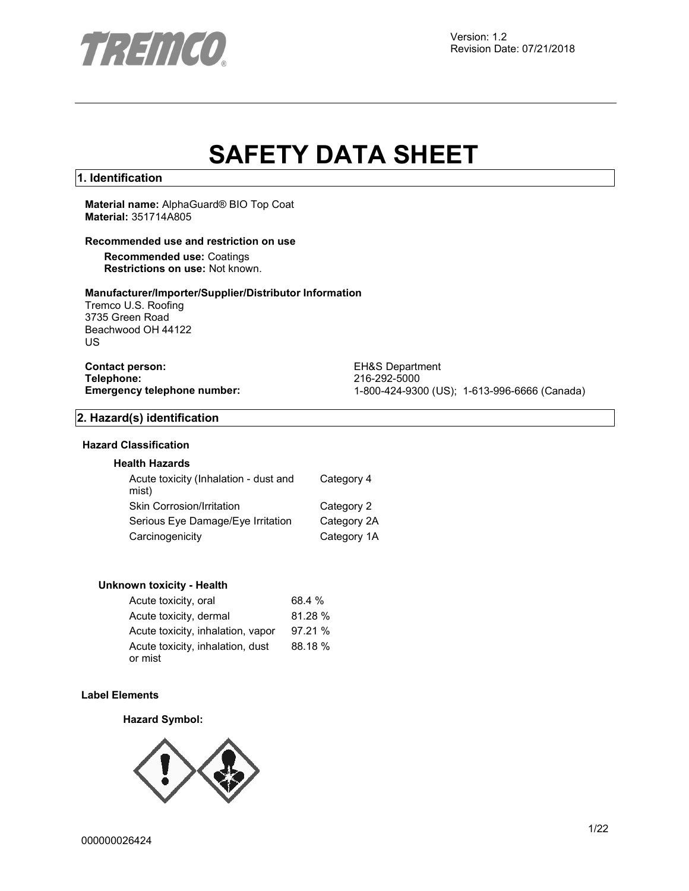Version: 1.2
Revision Date: 07/21/2018

# SAFETY DATA SHEET

## 1. Identification

**Material name:** AlphaGuard® BIO Top Coat
**Material:** 351714A805

**Recommended use and restriction on use**

**Recommended use:** Coatings
**Restrictions on use:** Not known.

**Manufacturer/Importer/Supplier/Distributor Information**
Tremco U.S. Roofing
3735 Green Road
Beachwood OH 44122
US

**Contact person:** EH&S Department
**Telephone:** 216-292-5000
**Emergency telephone number:** 1-800-424-9300 (US); 1-613-996-6666 (Canada)

## 2. Hazard(s) identification

**Hazard Classification**

**Health Hazards**

| | |
|---|---|
| Acute toxicity (Inhalation - dust and mist) | Category 4 |
| Skin Corrosion/Irritation | Category 2 |
| Serious Eye Damage/Eye Irritation | Category 2A |
| Carcinogenicity | Category 1A |

**Unknown toxicity - Health**

| | |
|---|---|
| Acute toxicity, oral | 68.4 % |
| Acute toxicity, dermal | 81.28 % |
| Acute toxicity, inhalation, vapor | 97.21 % |
| Acute toxicity, inhalation, dust or mist | 88.18 % |

**Label Elements**

**Hazard Symbol:**

000000026424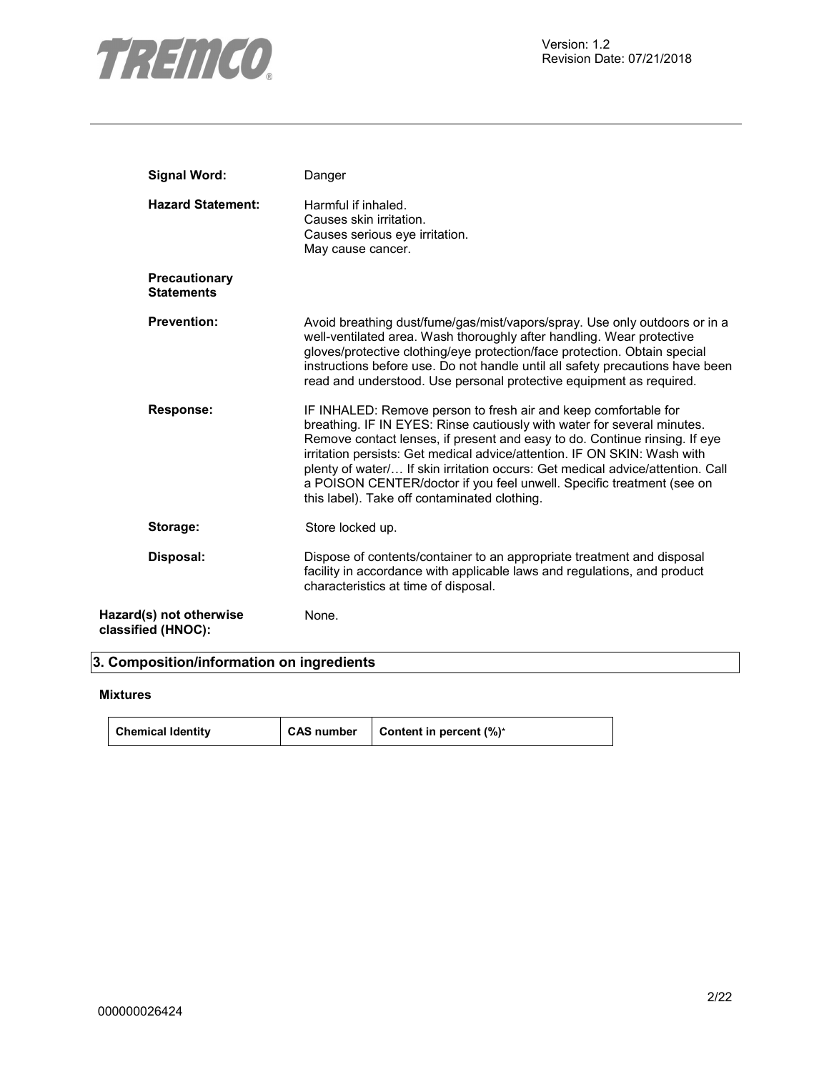**Signal Word:** Danger

**Hazard Statement:** Harmful if inhaled.
Causes skin irritation.
Causes serious eye irritation.
May cause cancer.

**Precautionary Statements**

**Prevention:** Avoid breathing dust/fume/gas/mist/vapors/spray. Use only outdoors or in a well-ventilated area. Wash thoroughly after handling. Wear protective gloves/protective clothing/eye protection/face protection. Obtain special instructions before use. Do not handle until all safety precautions have been read and understood. Use personal protective equipment as required.

**Response:** IF INHALED: Remove person to fresh air and keep comfortable for breathing. IF IN EYES: Rinse cautiously with water for several minutes. Remove contact lenses, if present and easy to do. Continue rinsing. If eye irritation persists: Get medical advice/attention. IF ON SKIN: Wash with plenty of water/… If skin irritation occurs: Get medical advice/attention. Call a POISON CENTER/doctor if you feel unwell. Specific treatment (see on this label). Take off contaminated clothing.

**Storage:** Store locked up.

**Disposal:** Dispose of contents/container to an appropriate treatment and disposal facility in accordance with applicable laws and regulations, and product characteristics at time of disposal.

**Hazard(s) not otherwise classified (HNOC):** None.

## 3. Composition/information on ingredients

**Mixtures**

| Chemical Identity | CAS number | Content in percent (%)* |
|---|---|---|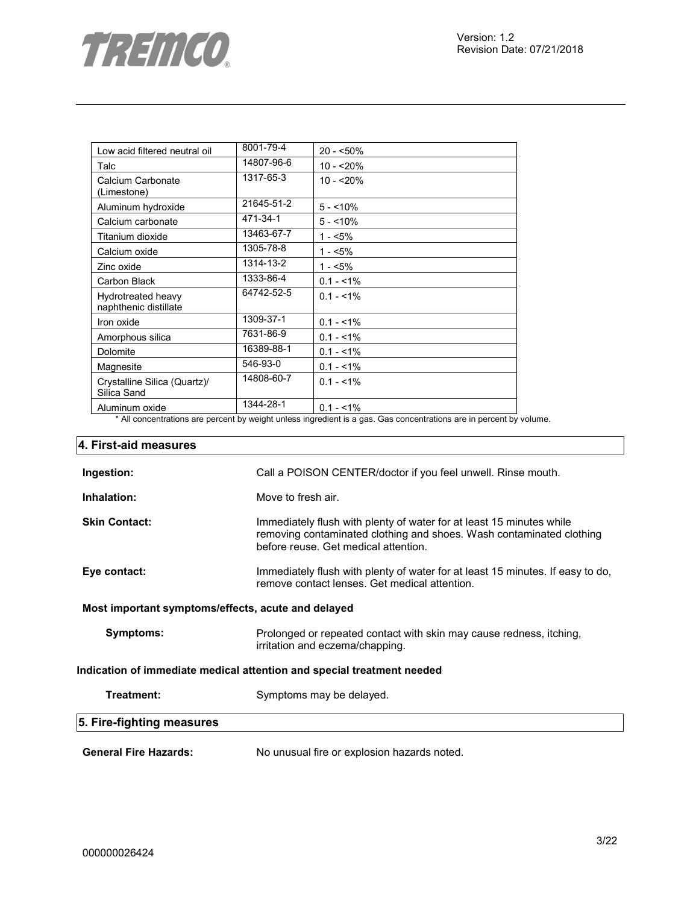| | | |
|---|---|---|
| Low acid filtered neutral oil | 8001-79-4 | 20 - <50% |
| Talc | 14807-96-6 | 10 - <20% |
| Calcium Carbonate (Limestone) | 1317-65-3 | 10 - <20% |
| Aluminum hydroxide | 21645-51-2 | 5 - <10% |
| Calcium carbonate | 471-34-1 | 5 - <10% |
| Titanium dioxide | 13463-67-7 | 1 - <5% |
| Calcium oxide | 1305-78-8 | 1 - <5% |
| Zinc oxide | 1314-13-2 | 1 - <5% |
| Carbon Black | 1333-86-4 | 0.1 - <1% |
| Hydrotreated heavy naphthenic distillate | 64742-52-5 | 0.1 - <1% |
| Iron oxide | 1309-37-1 | 0.1 - <1% |
| Amorphous silica | 7631-86-9 | 0.1 - <1% |
| Dolomite | 16389-88-1 | 0.1 - <1% |
| Magnesite | 546-93-0 | 0.1 - <1% |
| Crystalline Silica (Quartz)/ Silica Sand | 14808-60-7 | 0.1 - <1% |
| Aluminum oxide | 1344-28-1 | 0.1 - <1% |

* All concentrations are percent by weight unless ingredient is a gas. Gas concentrations are in percent by volume.

## 4. First-aid measures

**Ingestion:** Call a POISON CENTER/doctor if you feel unwell. Rinse mouth.

**Inhalation:** Move to fresh air.

**Skin Contact:** Immediately flush with plenty of water for at least 15 minutes while removing contaminated clothing and shoes. Wash contaminated clothing before reuse. Get medical attention.

**Eye contact:** Immediately flush with plenty of water for at least 15 minutes. If easy to do, remove contact lenses. Get medical attention.

**Most important symptoms/effects, acute and delayed**

**Symptoms:** Prolonged or repeated contact with skin may cause redness, itching, irritation and eczema/chapping.

**Indication of immediate medical attention and special treatment needed**

**Treatment:** Symptoms may be delayed.

## 5. Fire-fighting measures

**General Fire Hazards:** No unusual fire or explosion hazards noted.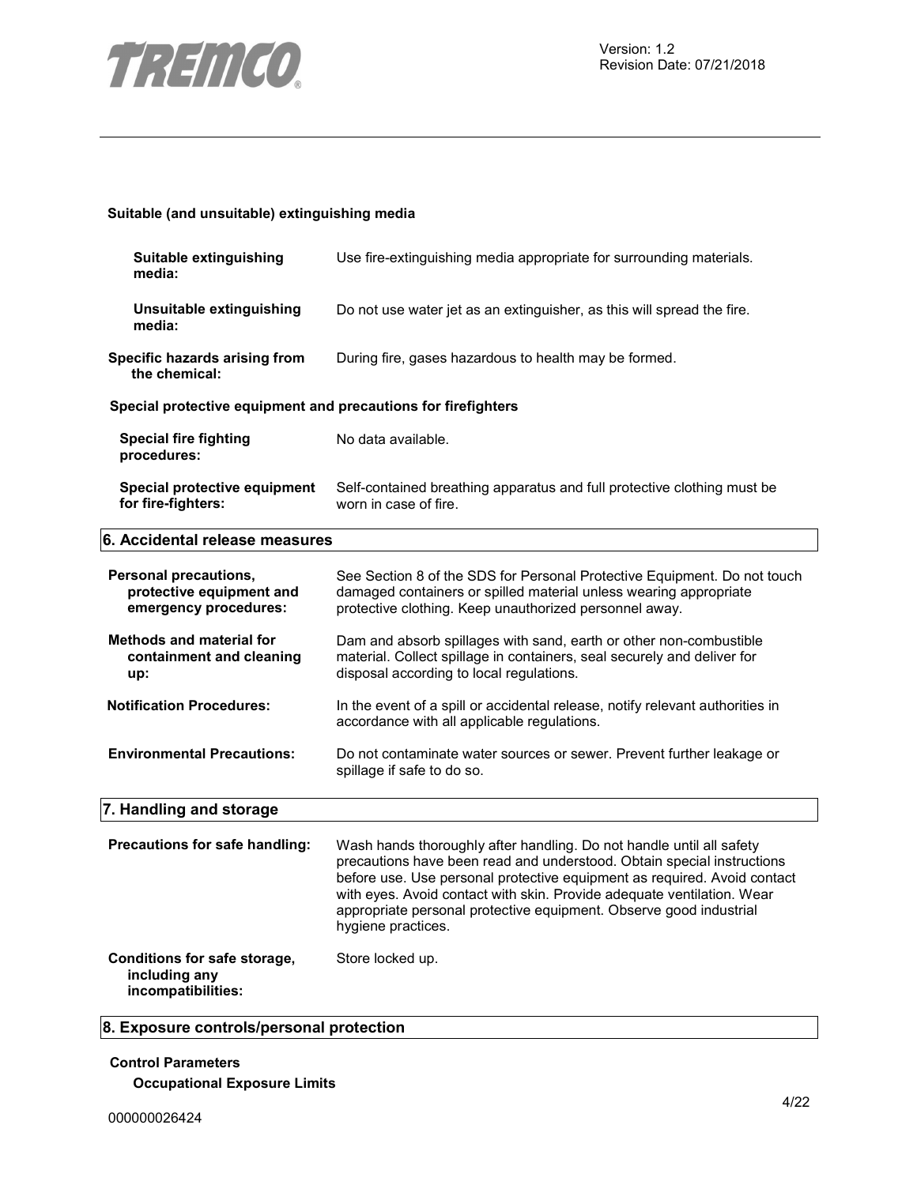**Suitable (and unsuitable) extinguishing media**

**Suitable extinguishing media:** Use fire-extinguishing media appropriate for surrounding materials.

**Unsuitable extinguishing media:** Do not use water jet as an extinguisher, as this will spread the fire.

**Specific hazards arising from the chemical:** During fire, gases hazardous to health may be formed.

**Special protective equipment and precautions for firefighters**

**Special fire fighting procedures:** No data available.

**Special protective equipment for fire-fighters:** Self-contained breathing apparatus and full protective clothing must be worn in case of fire.

## 6. Accidental release measures

**Personal precautions, protective equipment and emergency procedures:** See Section 8 of the SDS for Personal Protective Equipment. Do not touch damaged containers or spilled material unless wearing appropriate protective clothing. Keep unauthorized personnel away.

**Methods and material for containment and cleaning up:** Dam and absorb spillages with sand, earth or other non-combustible material. Collect spillage in containers, seal securely and deliver for disposal according to local regulations.

**Notification Procedures:** In the event of a spill or accidental release, notify relevant authorities in accordance with all applicable regulations.

**Environmental Precautions:** Do not contaminate water sources or sewer. Prevent further leakage or spillage if safe to do so.

## 7. Handling and storage

**Precautions for safe handling:** Wash hands thoroughly after handling. Do not handle until all safety precautions have been read and understood. Obtain special instructions before use. Use personal protective equipment as required. Avoid contact with eyes. Avoid contact with skin. Provide adequate ventilation. Wear appropriate personal protective equipment. Observe good industrial hygiene practices.

**Conditions for safe storage, including any incompatibilities:** Store locked up.

## 8. Exposure controls/personal protection

**Control Parameters**

**Occupational Exposure Limits**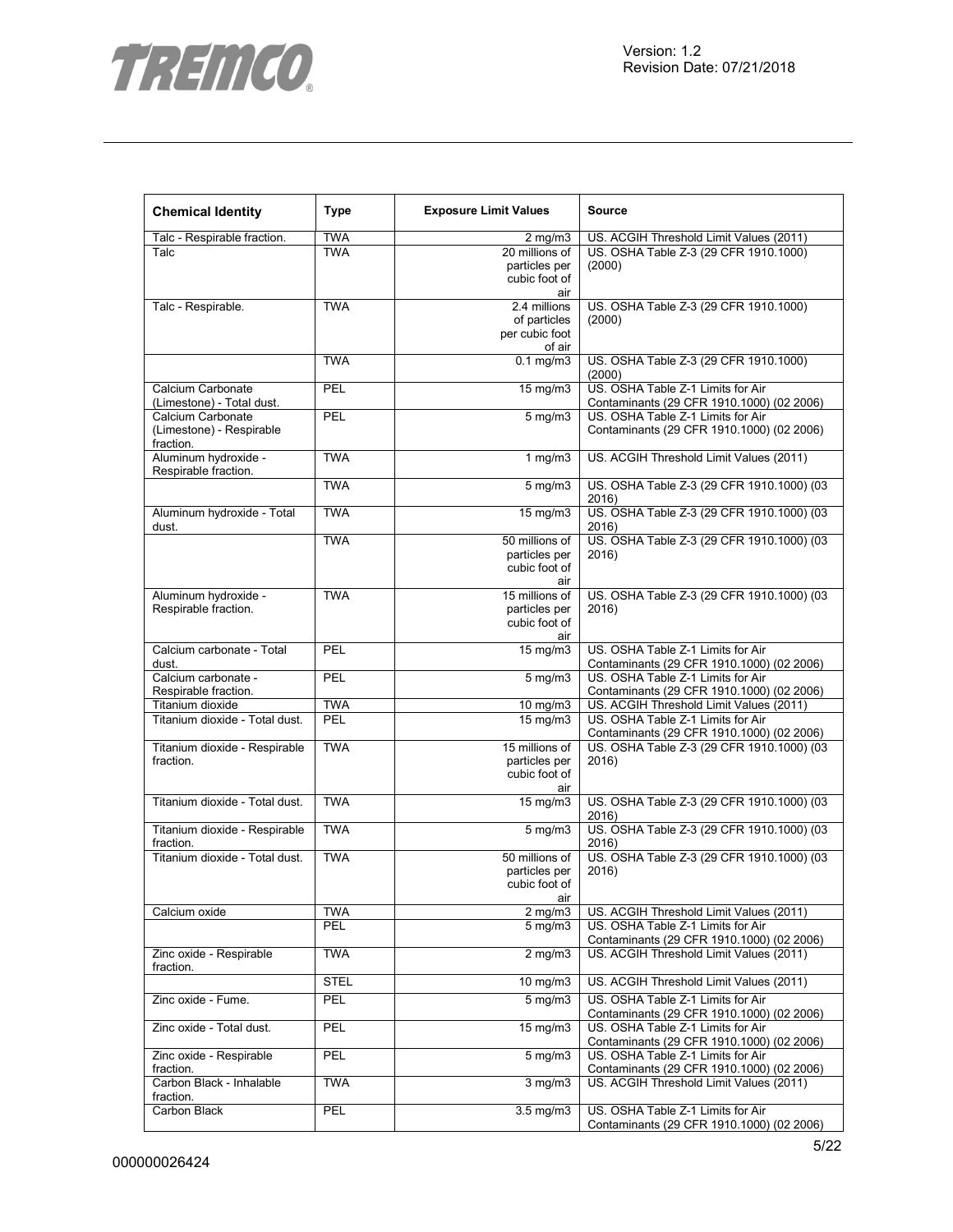| Chemical Identity | Type | Exposure Limit Values | Source |
|---|---|---|---|
| Talc - Respirable fraction. | TWA | 2 mg/m3 | US. ACGIH Threshold Limit Values (2011) |
| Talc | TWA | 20 millions of particles per cubic foot of air | US. OSHA Table Z-3 (29 CFR 1910.1000) (2000) |
| Talc - Respirable. | TWA | 2.4 millions of particles per cubic foot of air | US. OSHA Table Z-3 (29 CFR 1910.1000) (2000) |
| | TWA | 0.1 mg/m3 | US. OSHA Table Z-3 (29 CFR 1910.1000) (2000) |
| Calcium Carbonate (Limestone) - Total dust. | PEL | 15 mg/m3 | US. OSHA Table Z-1 Limits for Air Contaminants (29 CFR 1910.1000) (02 2006) |
| Calcium Carbonate (Limestone) - Respirable fraction. | PEL | 5 mg/m3 | US. OSHA Table Z-1 Limits for Air Contaminants (29 CFR 1910.1000) (02 2006) |
| Aluminum hydroxide - Respirable fraction. | TWA | 1 mg/m3 | US. ACGIH Threshold Limit Values (2011) |
| | TWA | 5 mg/m3 | US. OSHA Table Z-3 (29 CFR 1910.1000) (03 2016) |
| Aluminum hydroxide - Total dust. | TWA | 15 mg/m3 | US. OSHA Table Z-3 (29 CFR 1910.1000) (03 2016) |
| | TWA | 50 millions of particles per cubic foot of air | US. OSHA Table Z-3 (29 CFR 1910.1000) (03 2016) |
| Aluminum hydroxide - Respirable fraction. | TWA | 15 millions of particles per cubic foot of air | US. OSHA Table Z-3 (29 CFR 1910.1000) (03 2016) |
| Calcium carbonate - Total dust. | PEL | 15 mg/m3 | US. OSHA Table Z-1 Limits for Air Contaminants (29 CFR 1910.1000) (02 2006) |
| Calcium carbonate - Respirable fraction. | PEL | 5 mg/m3 | US. OSHA Table Z-1 Limits for Air Contaminants (29 CFR 1910.1000) (02 2006) |
| Titanium dioxide | TWA | 10 mg/m3 | US. ACGIH Threshold Limit Values (2011) |
| Titanium dioxide - Total dust. | PEL | 15 mg/m3 | US. OSHA Table Z-1 Limits for Air Contaminants (29 CFR 1910.1000) (02 2006) |
| Titanium dioxide - Respirable fraction. | TWA | 15 millions of particles per cubic foot of air | US. OSHA Table Z-3 (29 CFR 1910.1000) (03 2016) |
| Titanium dioxide - Total dust. | TWA | 15 mg/m3 | US. OSHA Table Z-3 (29 CFR 1910.1000) (03 2016) |
| Titanium dioxide - Respirable fraction. | TWA | 5 mg/m3 | US. OSHA Table Z-3 (29 CFR 1910.1000) (03 2016) |
| Titanium dioxide - Total dust. | TWA | 50 millions of particles per cubic foot of air | US. OSHA Table Z-3 (29 CFR 1910.1000) (03 2016) |
| Calcium oxide | TWA | 2 mg/m3 | US. ACGIH Threshold Limit Values (2011) |
| | PEL | 5 mg/m3 | US. OSHA Table Z-1 Limits for Air Contaminants (29 CFR 1910.1000) (02 2006) |
| Zinc oxide - Respirable fraction. | TWA | 2 mg/m3 | US. ACGIH Threshold Limit Values (2011) |
| | STEL | 10 mg/m3 | US. ACGIH Threshold Limit Values (2011) |
| Zinc oxide - Fume. | PEL | 5 mg/m3 | US. OSHA Table Z-1 Limits for Air Contaminants (29 CFR 1910.1000) (02 2006) |
| Zinc oxide - Total dust. | PEL | 15 mg/m3 | US. OSHA Table Z-1 Limits for Air Contaminants (29 CFR 1910.1000) (02 2006) |
| Zinc oxide - Respirable fraction. | PEL | 5 mg/m3 | US. OSHA Table Z-1 Limits for Air Contaminants (29 CFR 1910.1000) (02 2006) |
| Carbon Black - Inhalable fraction. | TWA | 3 mg/m3 | US. ACGIH Threshold Limit Values (2011) |
| Carbon Black | PEL | 3.5 mg/m3 | US. OSHA Table Z-1 Limits for Air Contaminants (29 CFR 1910.1000) (02 2006) |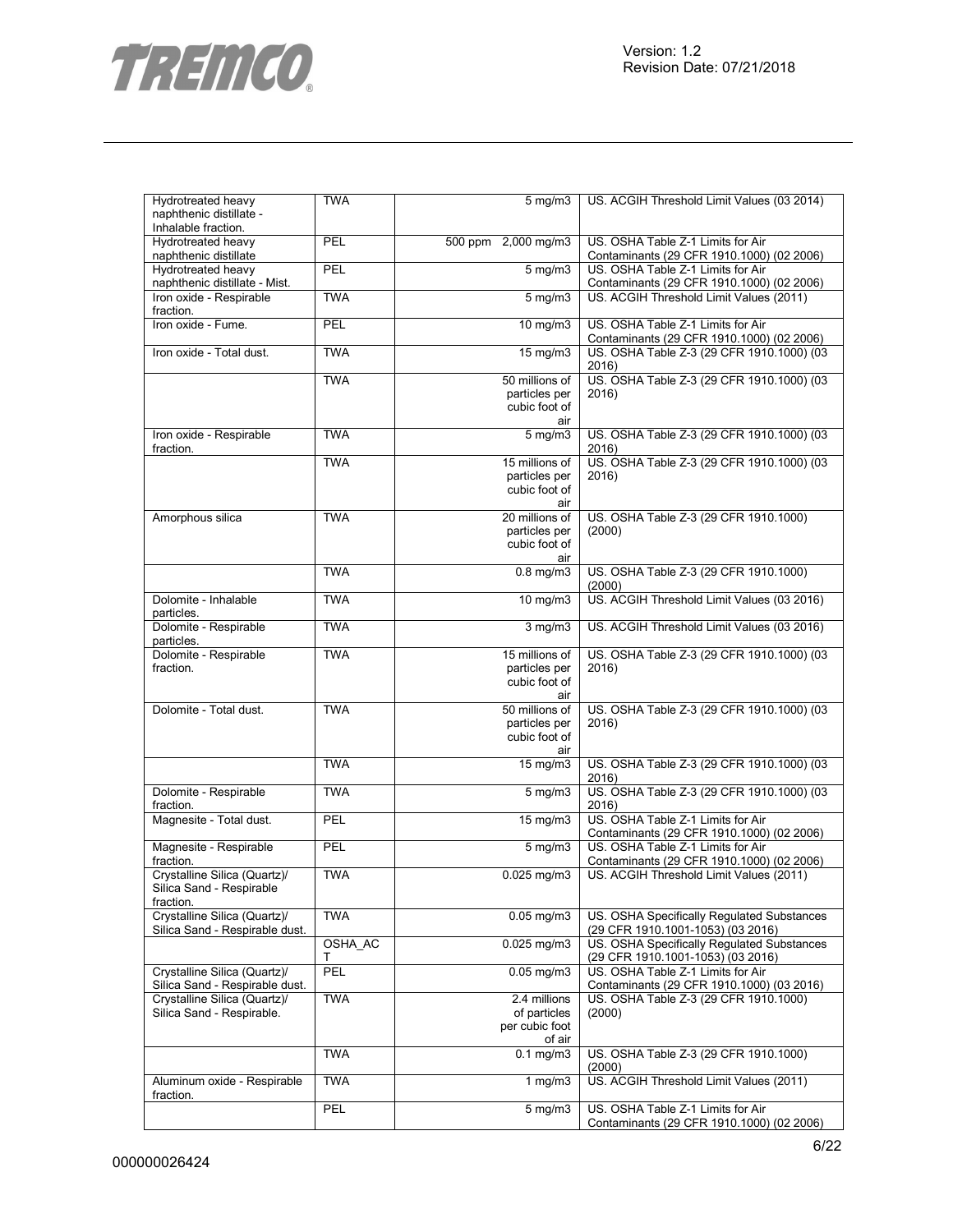| Hydrotreated heavy naphthenic distillate - Inhalable fraction. | TWA | 5 mg/m3 | US. ACGIH Threshold Limit Values (03 2014) |
|---|---|---|---|
| Hydrotreated heavy naphthenic distillate | PEL | 500 ppm 2,000 mg/m3 | US. OSHA Table Z-1 Limits for Air Contaminants (29 CFR 1910.1000) (02 2006) |
| Hydrotreated heavy naphthenic distillate - Mist. | PEL | 5 mg/m3 | US. OSHA Table Z-1 Limits for Air Contaminants (29 CFR 1910.1000) (02 2006) |
| Iron oxide - Respirable fraction. | TWA | 5 mg/m3 | US. ACGIH Threshold Limit Values (2011) |
| Iron oxide - Fume. | PEL | 10 mg/m3 | US. OSHA Table Z-1 Limits for Air Contaminants (29 CFR 1910.1000) (02 2006) |
| Iron oxide - Total dust. | TWA | 15 mg/m3 | US. OSHA Table Z-3 (29 CFR 1910.1000) (03 2016) |
| | TWA | 50 millions of particles per cubic foot of air | US. OSHA Table Z-3 (29 CFR 1910.1000) (03 2016) |
| Iron oxide - Respirable fraction. | TWA | 5 mg/m3 | US. OSHA Table Z-3 (29 CFR 1910.1000) (03 2016) |
| | TWA | 15 millions of particles per cubic foot of air | US. OSHA Table Z-3 (29 CFR 1910.1000) (03 2016) |
| Amorphous silica | TWA | 20 millions of particles per cubic foot of air | US. OSHA Table Z-3 (29 CFR 1910.1000) (2000) |
| | TWA | 0.8 mg/m3 | US. OSHA Table Z-3 (29 CFR 1910.1000) (2000) |
| Dolomite - Inhalable particles. | TWA | 10 mg/m3 | US. ACGIH Threshold Limit Values (03 2016) |
| Dolomite - Respirable particles. | TWA | 3 mg/m3 | US. ACGIH Threshold Limit Values (03 2016) |
| Dolomite - Respirable fraction. | TWA | 15 millions of particles per cubic foot of air | US. OSHA Table Z-3 (29 CFR 1910.1000) (03 2016) |
| Dolomite - Total dust. | TWA | 50 millions of particles per cubic foot of air | US. OSHA Table Z-3 (29 CFR 1910.1000) (03 2016) |
| | TWA | 15 mg/m3 | US. OSHA Table Z-3 (29 CFR 1910.1000) (03 2016) |
| Dolomite - Respirable fraction. | TWA | 5 mg/m3 | US. OSHA Table Z-3 (29 CFR 1910.1000) (03 2016) |
| Magnesite - Total dust. | PEL | 15 mg/m3 | US. OSHA Table Z-1 Limits for Air Contaminants (29 CFR 1910.1000) (02 2006) |
| Magnesite - Respirable fraction. | PEL | 5 mg/m3 | US. OSHA Table Z-1 Limits for Air Contaminants (29 CFR 1910.1000) (02 2006) |
| Crystalline Silica (Quartz)/ Silica Sand - Respirable fraction. | TWA | 0.025 mg/m3 | US. ACGIH Threshold Limit Values (2011) |
| Crystalline Silica (Quartz)/ Silica Sand - Respirable dust. | TWA | 0.05 mg/m3 | US. OSHA Specifically Regulated Substances (29 CFR 1910.1001-1053) (03 2016) |
| | OSHA_ACT | 0.025 mg/m3 | US. OSHA Specifically Regulated Substances (29 CFR 1910.1001-1053) (03 2016) |
| Crystalline Silica (Quartz)/ Silica Sand - Respirable dust. | PEL | 0.05 mg/m3 | US. OSHA Table Z-1 Limits for Air Contaminants (29 CFR 1910.1000) (03 2016) |
| Crystalline Silica (Quartz)/ Silica Sand - Respirable. | TWA | 2.4 millions of particles per cubic foot of air | US. OSHA Table Z-3 (29 CFR 1910.1000) (2000) |
| | TWA | 0.1 mg/m3 | US. OSHA Table Z-3 (29 CFR 1910.1000) (2000) |
| Aluminum oxide - Respirable fraction. | TWA | 1 mg/m3 | US. ACGIH Threshold Limit Values (2011) |
| | PEL | 5 mg/m3 | US. OSHA Table Z-1 Limits for Air Contaminants (29 CFR 1910.1000) (02 2006) |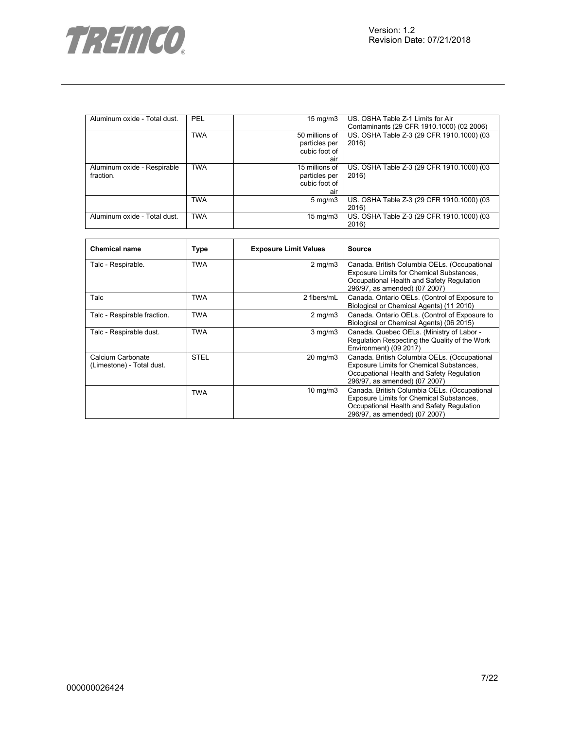| Chemical name | Type | Exposure Limit Values | Source |
| --- | --- | --- | --- |
| Aluminum oxide - Total dust. | PEL | 15 mg/m3 | US. OSHA Table Z-1 Limits for Air Contaminants (29 CFR 1910.1000) (02 2006) |
| | TWA | 50 millions of particles per cubic foot of air | US. OSHA Table Z-3 (29 CFR 1910.1000) (03 2016) |
| Aluminum oxide - Respirable fraction. | TWA | 15 millions of particles per cubic foot of air | US. OSHA Table Z-3 (29 CFR 1910.1000) (03 2016) |
| | TWA | 5 mg/m3 | US. OSHA Table Z-3 (29 CFR 1910.1000) (03 2016) |
| Aluminum oxide - Total dust. | TWA | 15 mg/m3 | US. OSHA Table Z-3 (29 CFR 1910.1000) (03 2016) |

| Chemical name | Type | Exposure Limit Values | Source |
| --- | --- | --- | --- |
| Talc - Respirable. | TWA | 2 mg/m3 | Canada. British Columbia OELs. (Occupational Exposure Limits for Chemical Substances, Occupational Health and Safety Regulation 296/97, as amended) (07 2007) |
| Talc | TWA | 2 fibers/mL | Canada. Ontario OELs. (Control of Exposure to Biological or Chemical Agents) (11 2010) |
| Talc - Respirable fraction. | TWA | 2 mg/m3 | Canada. Ontario OELs. (Control of Exposure to Biological or Chemical Agents) (06 2015) |
| Talc - Respirable dust. | TWA | 3 mg/m3 | Canada. Quebec OELs. (Ministry of Labor - Regulation Respecting the Quality of the Work Environment) (09 2017) |
| Calcium Carbonate (Limestone) - Total dust. | STEL | 20 mg/m3 | Canada. British Columbia OELs. (Occupational Exposure Limits for Chemical Substances, Occupational Health and Safety Regulation 296/97, as amended) (07 2007) |
| | TWA | 10 mg/m3 | Canada. British Columbia OELs. (Occupational Exposure Limits for Chemical Substances, Occupational Health and Safety Regulation 296/97, as amended) (07 2007) |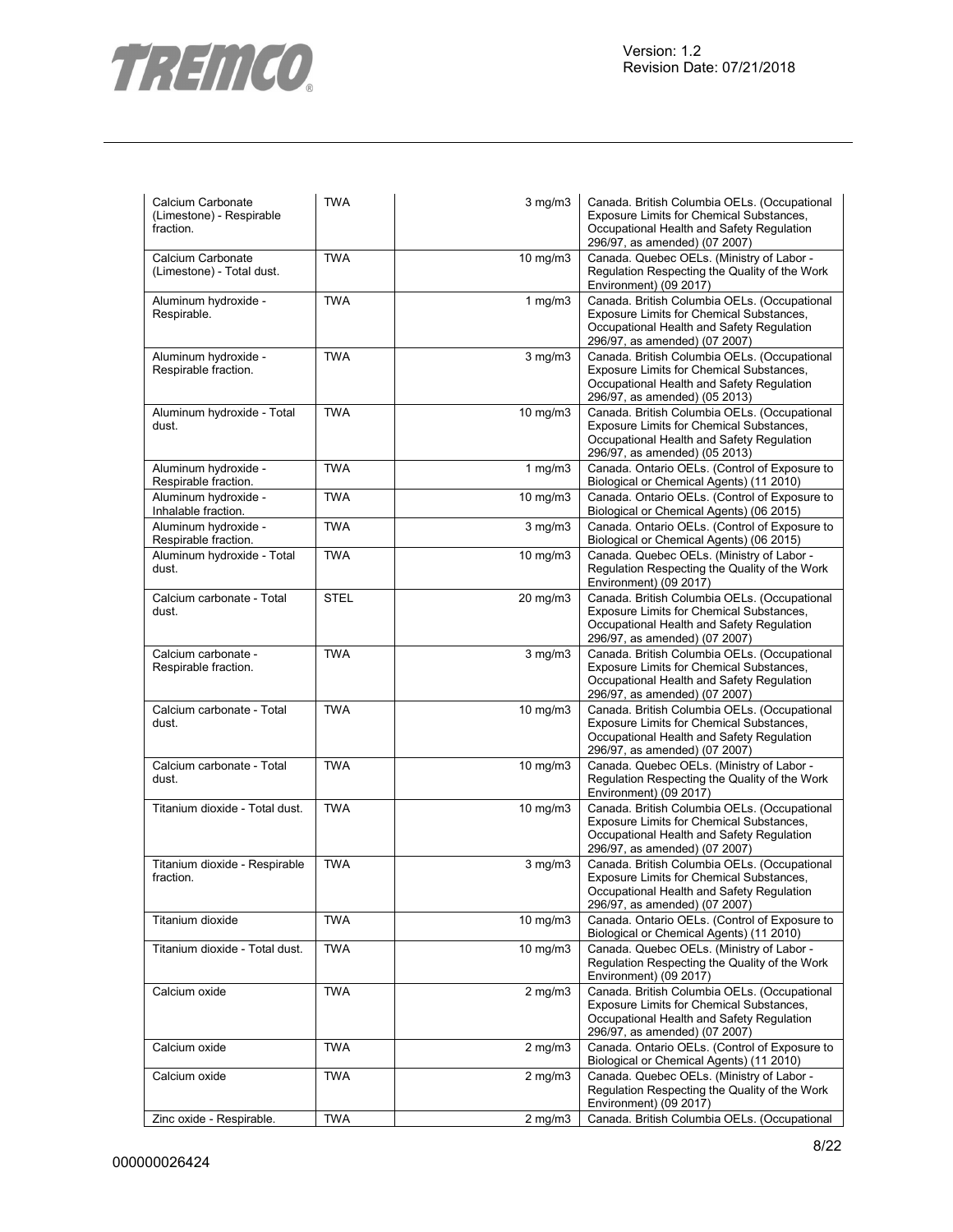| | | | |
|---|---|---|---|
| Calcium Carbonate (Limestone) - Respirable fraction. | TWA | 3 mg/m3 | Canada. British Columbia OELs. (Occupational Exposure Limits for Chemical Substances, Occupational Health and Safety Regulation 296/97, as amended) (07 2007) |
| Calcium Carbonate (Limestone) - Total dust. | TWA | 10 mg/m3 | Canada. Quebec OELs. (Ministry of Labor - Regulation Respecting the Quality of the Work Environment) (09 2017) |
| Aluminum hydroxide - Respirable. | TWA | 1 mg/m3 | Canada. British Columbia OELs. (Occupational Exposure Limits for Chemical Substances, Occupational Health and Safety Regulation 296/97, as amended) (07 2007) |
| Aluminum hydroxide - Respirable fraction. | TWA | 3 mg/m3 | Canada. British Columbia OELs. (Occupational Exposure Limits for Chemical Substances, Occupational Health and Safety Regulation 296/97, as amended) (05 2013) |
| Aluminum hydroxide - Total dust. | TWA | 10 mg/m3 | Canada. British Columbia OELs. (Occupational Exposure Limits for Chemical Substances, Occupational Health and Safety Regulation 296/97, as amended) (05 2013) |
| Aluminum hydroxide - Respirable fraction. | TWA | 1 mg/m3 | Canada. Ontario OELs. (Control of Exposure to Biological or Chemical Agents) (11 2010) |
| Aluminum hydroxide - Inhalable fraction. | TWA | 10 mg/m3 | Canada. Ontario OELs. (Control of Exposure to Biological or Chemical Agents) (06 2015) |
| Aluminum hydroxide - Respirable fraction. | TWA | 3 mg/m3 | Canada. Ontario OELs. (Control of Exposure to Biological or Chemical Agents) (06 2015) |
| Aluminum hydroxide - Total dust. | TWA | 10 mg/m3 | Canada. Quebec OELs. (Ministry of Labor - Regulation Respecting the Quality of the Work Environment) (09 2017) |
| Calcium carbonate - Total dust. | STEL | 20 mg/m3 | Canada. British Columbia OELs. (Occupational Exposure Limits for Chemical Substances, Occupational Health and Safety Regulation 296/97, as amended) (07 2007) |
| Calcium carbonate - Respirable fraction. | TWA | 3 mg/m3 | Canada. British Columbia OELs. (Occupational Exposure Limits for Chemical Substances, Occupational Health and Safety Regulation 296/97, as amended) (07 2007) |
| Calcium carbonate - Total dust. | TWA | 10 mg/m3 | Canada. British Columbia OELs. (Occupational Exposure Limits for Chemical Substances, Occupational Health and Safety Regulation 296/97, as amended) (07 2007) |
| Calcium carbonate - Total dust. | TWA | 10 mg/m3 | Canada. Quebec OELs. (Ministry of Labor - Regulation Respecting the Quality of the Work Environment) (09 2017) |
| Titanium dioxide - Total dust. | TWA | 10 mg/m3 | Canada. British Columbia OELs. (Occupational Exposure Limits for Chemical Substances, Occupational Health and Safety Regulation 296/97, as amended) (07 2007) |
| Titanium dioxide - Respirable fraction. | TWA | 3 mg/m3 | Canada. British Columbia OELs. (Occupational Exposure Limits for Chemical Substances, Occupational Health and Safety Regulation 296/97, as amended) (07 2007) |
| Titanium dioxide | TWA | 10 mg/m3 | Canada. Ontario OELs. (Control of Exposure to Biological or Chemical Agents) (11 2010) |
| Titanium dioxide - Total dust. | TWA | 10 mg/m3 | Canada. Quebec OELs. (Ministry of Labor - Regulation Respecting the Quality of the Work Environment) (09 2017) |
| Calcium oxide | TWA | 2 mg/m3 | Canada. British Columbia OELs. (Occupational Exposure Limits for Chemical Substances, Occupational Health and Safety Regulation 296/97, as amended) (07 2007) |
| Calcium oxide | TWA | 2 mg/m3 | Canada. Ontario OELs. (Control of Exposure to Biological or Chemical Agents) (11 2010) |
| Calcium oxide | TWA | 2 mg/m3 | Canada. Quebec OELs. (Ministry of Labor - Regulation Respecting the Quality of the Work Environment) (09 2017) |
| Zinc oxide - Respirable. | TWA | 2 mg/m3 | Canada. British Columbia OELs. (Occupational |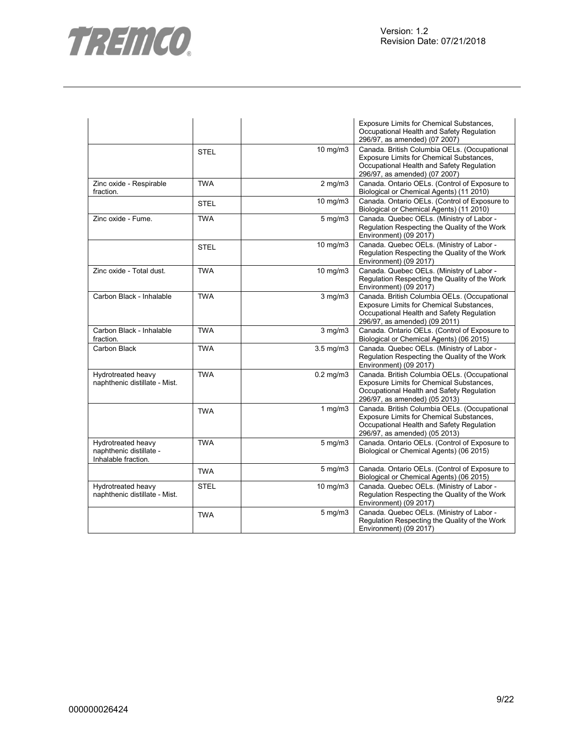| | | | |
|---|---|---|---|
| | | | Exposure Limits for Chemical Substances, Occupational Health and Safety Regulation 296/97, as amended) (07 2007) |
| | STEL | 10 mg/m3 | Canada. British Columbia OELs. (Occupational Exposure Limits for Chemical Substances, Occupational Health and Safety Regulation 296/97, as amended) (07 2007) |
| Zinc oxide - Respirable fraction. | TWA | 2 mg/m3 | Canada. Ontario OELs. (Control of Exposure to Biological or Chemical Agents) (11 2010) |
| | STEL | 10 mg/m3 | Canada. Ontario OELs. (Control of Exposure to Biological or Chemical Agents) (11 2010) |
| Zinc oxide - Fume. | TWA | 5 mg/m3 | Canada. Quebec OELs. (Ministry of Labor - Regulation Respecting the Quality of the Work Environment) (09 2017) |
| | STEL | 10 mg/m3 | Canada. Quebec OELs. (Ministry of Labor - Regulation Respecting the Quality of the Work Environment) (09 2017) |
| Zinc oxide - Total dust. | TWA | 10 mg/m3 | Canada. Quebec OELs. (Ministry of Labor - Regulation Respecting the Quality of the Work Environment) (09 2017) |
| Carbon Black - Inhalable | TWA | 3 mg/m3 | Canada. British Columbia OELs. (Occupational Exposure Limits for Chemical Substances, Occupational Health and Safety Regulation 296/97, as amended) (09 2011) |
| Carbon Black - Inhalable fraction. | TWA | 3 mg/m3 | Canada. Ontario OELs. (Control of Exposure to Biological or Chemical Agents) (06 2015) |
| Carbon Black | TWA | 3.5 mg/m3 | Canada. Quebec OELs. (Ministry of Labor - Regulation Respecting the Quality of the Work Environment) (09 2017) |
| Hydrotreated heavy naphthenic distillate - Mist. | TWA | 0.2 mg/m3 | Canada. British Columbia OELs. (Occupational Exposure Limits for Chemical Substances, Occupational Health and Safety Regulation 296/97, as amended) (05 2013) |
| | TWA | 1 mg/m3 | Canada. British Columbia OELs. (Occupational Exposure Limits for Chemical Substances, Occupational Health and Safety Regulation 296/97, as amended) (05 2013) |
| Hydrotreated heavy naphthenic distillate - Inhalable fraction. | TWA | 5 mg/m3 | Canada. Ontario OELs. (Control of Exposure to Biological or Chemical Agents) (06 2015) |
| | TWA | 5 mg/m3 | Canada. Ontario OELs. (Control of Exposure to Biological or Chemical Agents) (06 2015) |
| Hydrotreated heavy naphthenic distillate - Mist. | STEL | 10 mg/m3 | Canada. Quebec OELs. (Ministry of Labor - Regulation Respecting the Quality of the Work Environment) (09 2017) |
| | TWA | 5 mg/m3 | Canada. Quebec OELs. (Ministry of Labor - Regulation Respecting the Quality of the Work Environment) (09 2017) |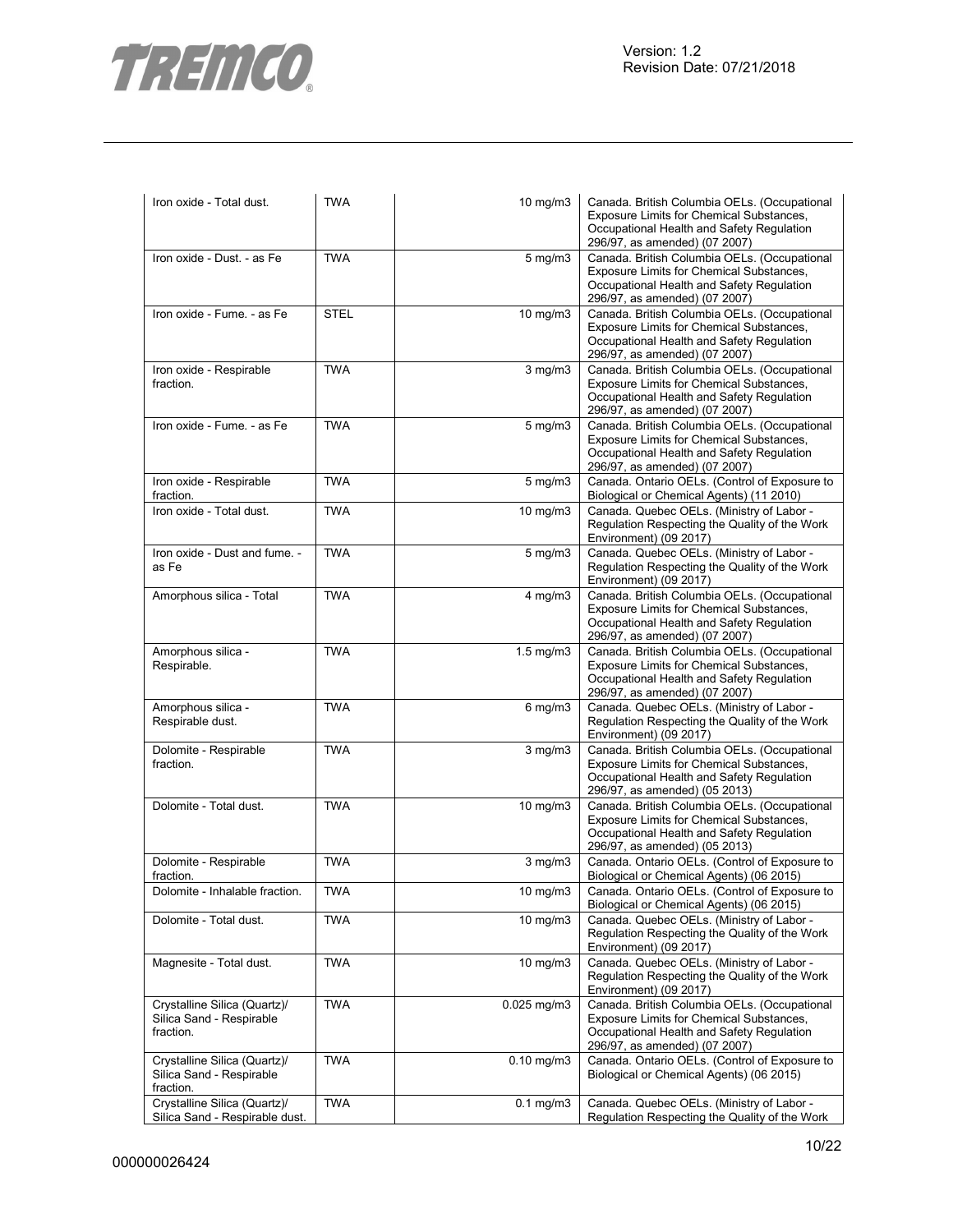| | | | |
|---|---|---|---|
| Iron oxide - Total dust. | TWA | 10 mg/m3 | Canada. British Columbia OELs. (Occupational Exposure Limits for Chemical Substances, Occupational Health and Safety Regulation 296/97, as amended) (07 2007) |
| Iron oxide - Dust. - as Fe | TWA | 5 mg/m3 | Canada. British Columbia OELs. (Occupational Exposure Limits for Chemical Substances, Occupational Health and Safety Regulation 296/97, as amended) (07 2007) |
| Iron oxide - Fume. - as Fe | STEL | 10 mg/m3 | Canada. British Columbia OELs. (Occupational Exposure Limits for Chemical Substances, Occupational Health and Safety Regulation 296/97, as amended) (07 2007) |
| Iron oxide - Respirable fraction. | TWA | 3 mg/m3 | Canada. British Columbia OELs. (Occupational Exposure Limits for Chemical Substances, Occupational Health and Safety Regulation 296/97, as amended) (07 2007) |
| Iron oxide - Fume. - as Fe | TWA | 5 mg/m3 | Canada. British Columbia OELs. (Occupational Exposure Limits for Chemical Substances, Occupational Health and Safety Regulation 296/97, as amended) (07 2007) |
| Iron oxide - Respirable fraction. | TWA | 5 mg/m3 | Canada. Ontario OELs. (Control of Exposure to Biological or Chemical Agents) (11 2010) |
| Iron oxide - Total dust. | TWA | 10 mg/m3 | Canada. Quebec OELs. (Ministry of Labor - Regulation Respecting the Quality of the Work Environment) (09 2017) |
| Iron oxide - Dust and fume. - as Fe | TWA | 5 mg/m3 | Canada. Quebec OELs. (Ministry of Labor - Regulation Respecting the Quality of the Work Environment) (09 2017) |
| Amorphous silica - Total | TWA | 4 mg/m3 | Canada. British Columbia OELs. (Occupational Exposure Limits for Chemical Substances, Occupational Health and Safety Regulation 296/97, as amended) (07 2007) |
| Amorphous silica - Respirable. | TWA | 1.5 mg/m3 | Canada. British Columbia OELs. (Occupational Exposure Limits for Chemical Substances, Occupational Health and Safety Regulation 296/97, as amended) (07 2007) |
| Amorphous silica - Respirable dust. | TWA | 6 mg/m3 | Canada. Quebec OELs. (Ministry of Labor - Regulation Respecting the Quality of the Work Environment) (09 2017) |
| Dolomite - Respirable fraction. | TWA | 3 mg/m3 | Canada. British Columbia OELs. (Occupational Exposure Limits for Chemical Substances, Occupational Health and Safety Regulation 296/97, as amended) (05 2013) |
| Dolomite - Total dust. | TWA | 10 mg/m3 | Canada. British Columbia OELs. (Occupational Exposure Limits for Chemical Substances, Occupational Health and Safety Regulation 296/97, as amended) (05 2013) |
| Dolomite - Respirable fraction. | TWA | 3 mg/m3 | Canada. Ontario OELs. (Control of Exposure to Biological or Chemical Agents) (06 2015) |
| Dolomite - Inhalable fraction. | TWA | 10 mg/m3 | Canada. Ontario OELs. (Control of Exposure to Biological or Chemical Agents) (06 2015) |
| Dolomite - Total dust. | TWA | 10 mg/m3 | Canada. Quebec OELs. (Ministry of Labor - Regulation Respecting the Quality of the Work Environment) (09 2017) |
| Magnesite - Total dust. | TWA | 10 mg/m3 | Canada. Quebec OELs. (Ministry of Labor - Regulation Respecting the Quality of the Work Environment) (09 2017) |
| Crystalline Silica (Quartz)/ Silica Sand - Respirable fraction. | TWA | 0.025 mg/m3 | Canada. British Columbia OELs. (Occupational Exposure Limits for Chemical Substances, Occupational Health and Safety Regulation 296/97, as amended) (07 2007) |
| Crystalline Silica (Quartz)/ Silica Sand - Respirable fraction. | TWA | 0.10 mg/m3 | Canada. Ontario OELs. (Control of Exposure to Biological or Chemical Agents) (06 2015) |
| Crystalline Silica (Quartz)/ Silica Sand - Respirable dust. | TWA | 0.1 mg/m3 | Canada. Quebec OELs. (Ministry of Labor - Regulation Respecting the Quality of the Work |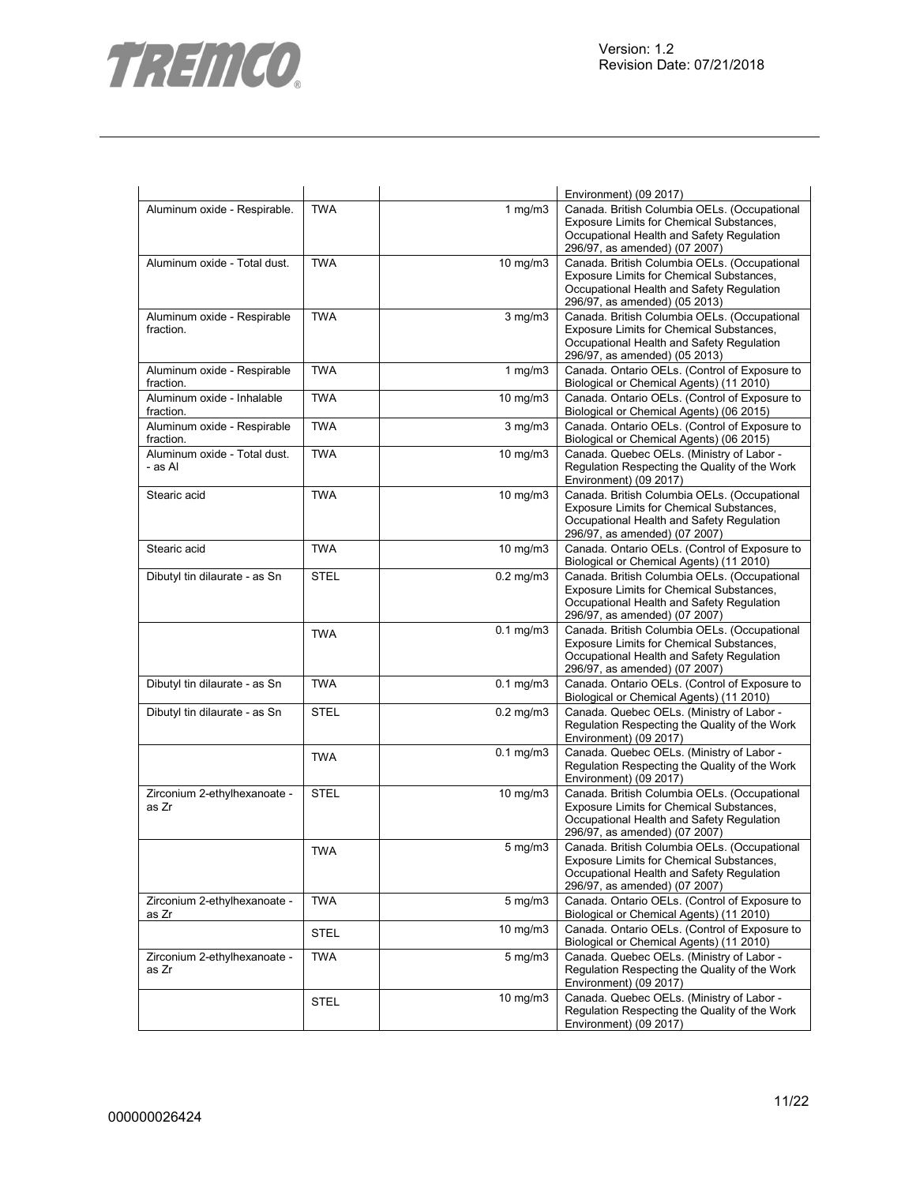| | | | |
|---|---|---|---|
| | | | Environment) (09 2017) |
| Aluminum oxide - Respirable. | TWA | 1 mg/m3 | Canada. British Columbia OELs. (Occupational Exposure Limits for Chemical Substances, Occupational Health and Safety Regulation 296/97, as amended) (07 2007) |
| Aluminum oxide - Total dust. | TWA | 10 mg/m3 | Canada. British Columbia OELs. (Occupational Exposure Limits for Chemical Substances, Occupational Health and Safety Regulation 296/97, as amended) (05 2013) |
| Aluminum oxide - Respirable fraction. | TWA | 3 mg/m3 | Canada. British Columbia OELs. (Occupational Exposure Limits for Chemical Substances, Occupational Health and Safety Regulation 296/97, as amended) (05 2013) |
| Aluminum oxide - Respirable fraction. | TWA | 1 mg/m3 | Canada. Ontario OELs. (Control of Exposure to Biological or Chemical Agents) (11 2010) |
| Aluminum oxide - Inhalable fraction. | TWA | 10 mg/m3 | Canada. Ontario OELs. (Control of Exposure to Biological or Chemical Agents) (06 2015) |
| Aluminum oxide - Respirable fraction. | TWA | 3 mg/m3 | Canada. Ontario OELs. (Control of Exposure to Biological or Chemical Agents) (06 2015) |
| Aluminum oxide - Total dust. - as Al | TWA | 10 mg/m3 | Canada. Quebec OELs. (Ministry of Labor - Regulation Respecting the Quality of the Work Environment) (09 2017) |
| Stearic acid | TWA | 10 mg/m3 | Canada. British Columbia OELs. (Occupational Exposure Limits for Chemical Substances, Occupational Health and Safety Regulation 296/97, as amended) (07 2007) |
| Stearic acid | TWA | 10 mg/m3 | Canada. Ontario OELs. (Control of Exposure to Biological or Chemical Agents) (11 2010) |
| Dibutyl tin dilaurate - as Sn | STEL | 0.2 mg/m3 | Canada. British Columbia OELs. (Occupational Exposure Limits for Chemical Substances, Occupational Health and Safety Regulation 296/97, as amended) (07 2007) |
| | TWA | 0.1 mg/m3 | Canada. British Columbia OELs. (Occupational Exposure Limits for Chemical Substances, Occupational Health and Safety Regulation 296/97, as amended) (07 2007) |
| Dibutyl tin dilaurate - as Sn | TWA | 0.1 mg/m3 | Canada. Ontario OELs. (Control of Exposure to Biological or Chemical Agents) (11 2010) |
| Dibutyl tin dilaurate - as Sn | STEL | 0.2 mg/m3 | Canada. Quebec OELs. (Ministry of Labor - Regulation Respecting the Quality of the Work Environment) (09 2017) |
| | TWA | 0.1 mg/m3 | Canada. Quebec OELs. (Ministry of Labor - Regulation Respecting the Quality of the Work Environment) (09 2017) |
| Zirconium 2-ethylhexanoate - as Zr | STEL | 10 mg/m3 | Canada. British Columbia OELs. (Occupational Exposure Limits for Chemical Substances, Occupational Health and Safety Regulation 296/97, as amended) (07 2007) |
| | TWA | 5 mg/m3 | Canada. British Columbia OELs. (Occupational Exposure Limits for Chemical Substances, Occupational Health and Safety Regulation 296/97, as amended) (07 2007) |
| Zirconium 2-ethylhexanoate - as Zr | TWA | 5 mg/m3 | Canada. Ontario OELs. (Control of Exposure to Biological or Chemical Agents) (11 2010) |
| | STEL | 10 mg/m3 | Canada. Ontario OELs. (Control of Exposure to Biological or Chemical Agents) (11 2010) |
| Zirconium 2-ethylhexanoate - as Zr | TWA | 5 mg/m3 | Canada. Quebec OELs. (Ministry of Labor - Regulation Respecting the Quality of the Work Environment) (09 2017) |
| | STEL | 10 mg/m3 | Canada. Quebec OELs. (Ministry of Labor - Regulation Respecting the Quality of the Work Environment) (09 2017) |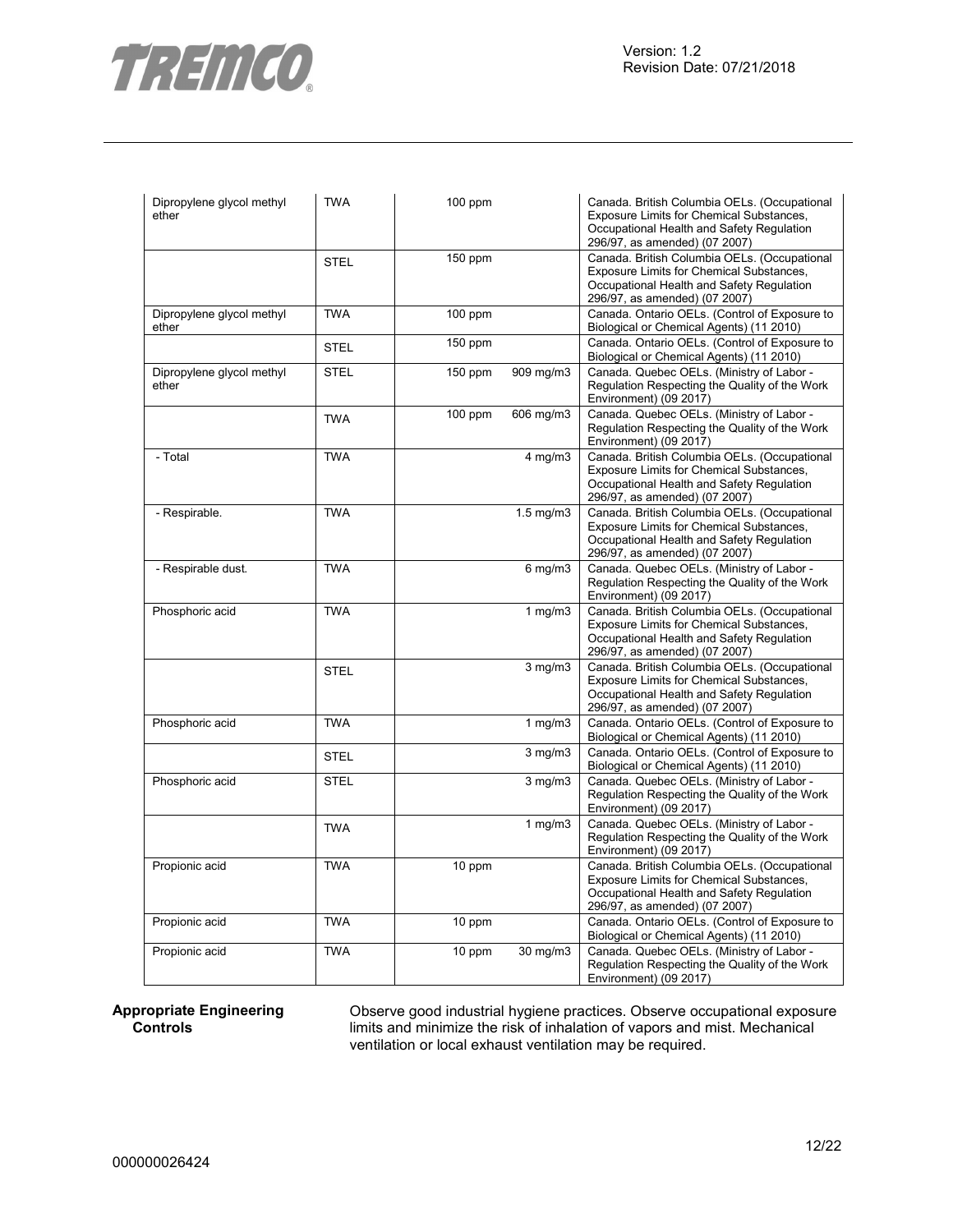| | | | | |
|---|---|---|---|---|
| Dipropylene glycol methyl ether | TWA | 100 ppm | | Canada. British Columbia OELs. (Occupational Exposure Limits for Chemical Substances, Occupational Health and Safety Regulation 296/97, as amended) (07 2007) |
| | STEL | 150 ppm | | Canada. British Columbia OELs. (Occupational Exposure Limits for Chemical Substances, Occupational Health and Safety Regulation 296/97, as amended) (07 2007) |
| Dipropylene glycol methyl ether | TWA | 100 ppm | | Canada. Ontario OELs. (Control of Exposure to Biological or Chemical Agents) (11 2010) |
| | STEL | 150 ppm | | Canada. Ontario OELs. (Control of Exposure to Biological or Chemical Agents) (11 2010) |
| Dipropylene glycol methyl ether | STEL | 150 ppm | 909 mg/m3 | Canada. Quebec OELs. (Ministry of Labor - Regulation Respecting the Quality of the Work Environment) (09 2017) |
| | TWA | 100 ppm | 606 mg/m3 | Canada. Quebec OELs. (Ministry of Labor - Regulation Respecting the Quality of the Work Environment) (09 2017) |
| - Total | TWA | | 4 mg/m3 | Canada. British Columbia OELs. (Occupational Exposure Limits for Chemical Substances, Occupational Health and Safety Regulation 296/97, as amended) (07 2007) |
| - Respirable. | TWA | | 1.5 mg/m3 | Canada. British Columbia OELs. (Occupational Exposure Limits for Chemical Substances, Occupational Health and Safety Regulation 296/97, as amended) (07 2007) |
| - Respirable dust. | TWA | | 6 mg/m3 | Canada. Quebec OELs. (Ministry of Labor - Regulation Respecting the Quality of the Work Environment) (09 2017) |
| Phosphoric acid | TWA | | 1 mg/m3 | Canada. British Columbia OELs. (Occupational Exposure Limits for Chemical Substances, Occupational Health and Safety Regulation 296/97, as amended) (07 2007) |
| | STEL | | 3 mg/m3 | Canada. British Columbia OELs. (Occupational Exposure Limits for Chemical Substances, Occupational Health and Safety Regulation 296/97, as amended) (07 2007) |
| Phosphoric acid | TWA | | 1 mg/m3 | Canada. Ontario OELs. (Control of Exposure to Biological or Chemical Agents) (11 2010) |
| | STEL | | 3 mg/m3 | Canada. Ontario OELs. (Control of Exposure to Biological or Chemical Agents) (11 2010) |
| Phosphoric acid | STEL | | 3 mg/m3 | Canada. Quebec OELs. (Ministry of Labor - Regulation Respecting the Quality of the Work Environment) (09 2017) |
| | TWA | | 1 mg/m3 | Canada. Quebec OELs. (Ministry of Labor - Regulation Respecting the Quality of the Work Environment) (09 2017) |
| Propionic acid | TWA | 10 ppm | | Canada. British Columbia OELs. (Occupational Exposure Limits for Chemical Substances, Occupational Health and Safety Regulation 296/97, as amended) (07 2007) |
| Propionic acid | TWA | 10 ppm | | Canada. Ontario OELs. (Control of Exposure to Biological or Chemical Agents) (11 2010) |
| Propionic acid | TWA | 10 ppm | 30 mg/m3 | Canada. Quebec OELs. (Ministry of Labor - Regulation Respecting the Quality of the Work Environment) (09 2017) |

**Appropriate Engineering Controls**

Observe good industrial hygiene practices. Observe occupational exposure limits and minimize the risk of inhalation of vapors and mist. Mechanical ventilation or local exhaust ventilation may be required.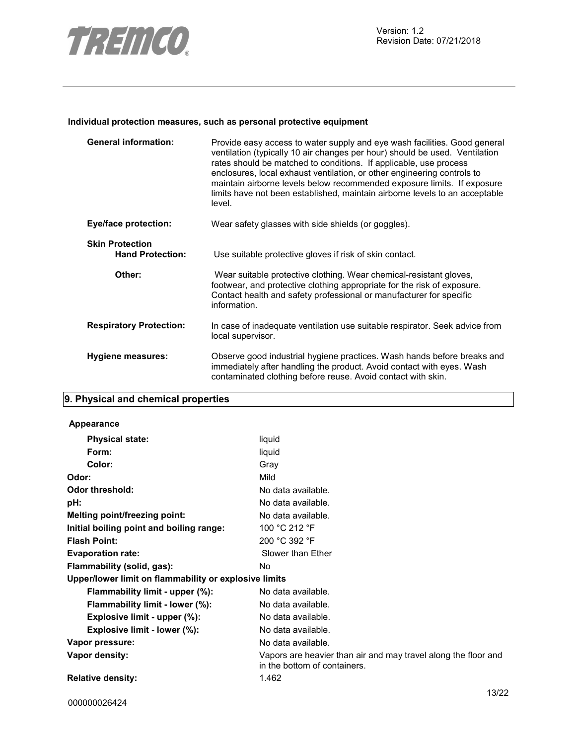**Individual protection measures, such as personal protective equipment**

| | |
|---|---|
| **General information:** | Provide easy access to water supply and eye wash facilities. Good general ventilation (typically 10 air changes per hour) should be used. Ventilation rates should be matched to conditions. If applicable, use process enclosures, local exhaust ventilation, or other engineering controls to maintain airborne levels below recommended exposure limits. If exposure limits have not been established, maintain airborne levels to an acceptable level. |
| **Eye/face protection:** | Wear safety glasses with side shields (or goggles). |
| **Skin Protection** | |
| **Hand Protection:** | Use suitable protective gloves if risk of skin contact. |
| **Other:** | Wear suitable protective clothing. Wear chemical-resistant gloves, footwear, and protective clothing appropriate for the risk of exposure. Contact health and safety professional or manufacturer for specific information. |
| **Respiratory Protection:** | In case of inadequate ventilation use suitable respirator. Seek advice from local supervisor. |
| **Hygiene measures:** | Observe good industrial hygiene practices. Wash hands before breaks and immediately after handling the product. Avoid contact with eyes. Wash contaminated clothing before reuse. Avoid contact with skin. |

## 9. Physical and chemical properties

| | |
|---|---|
| **Appearance** | |
| **Physical state:** | liquid |
| **Form:** | liquid |
| **Color:** | Gray |
| **Odor:** | Mild |
| **Odor threshold:** | No data available. |
| **pH:** | No data available. |
| **Melting point/freezing point:** | No data available. |
| **Initial boiling point and boiling range:** | 100 °C 212 °F |
| **Flash Point:** | 200 °C 392 °F |
| **Evaporation rate:** | Slower than Ether |
| **Flammability (solid, gas):** | No |
| **Upper/lower limit on flammability or explosive limits** | |
| **Flammability limit - upper (%):** | No data available. |
| **Flammability limit - lower (%):** | No data available. |
| **Explosive limit - upper (%):** | No data available. |
| **Explosive limit - lower (%):** | No data available. |
| **Vapor pressure:** | No data available. |
| **Vapor density:** | Vapors are heavier than air and may travel along the floor and in the bottom of containers. |
| **Relative density:** | 1.462 |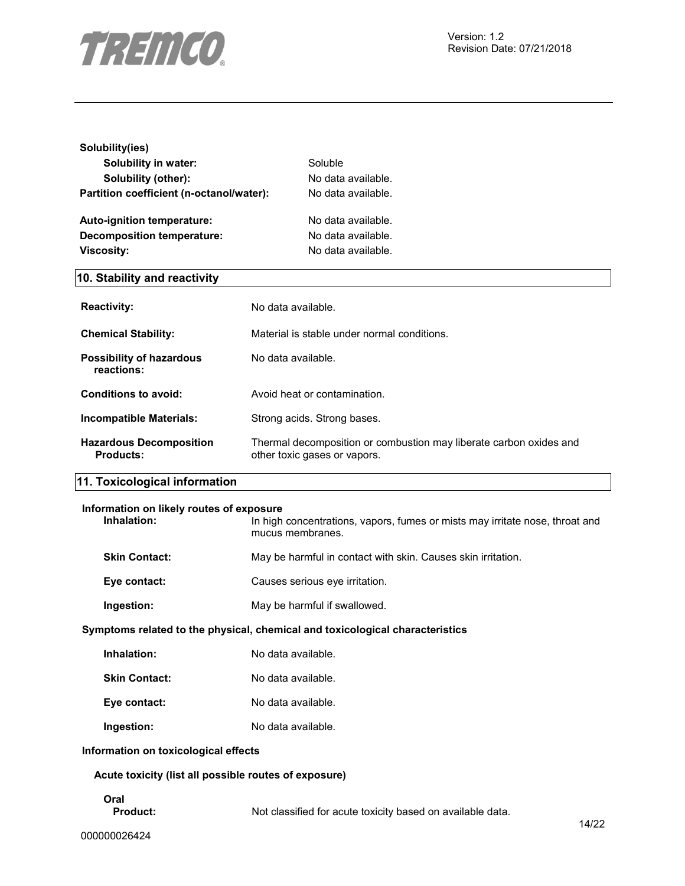**Solubility(ies)**

| | |
|---|---|
| **Solubility in water:** | Soluble |
| **Solubility (other):** | No data available. |
| **Partition coefficient (n-octanol/water):** | No data available. |
| **Auto-ignition temperature:** | No data available. |
| **Decomposition temperature:** | No data available. |
| **Viscosity:** | No data available. |

## 10. Stability and reactivity

| | |
|---|---|
| **Reactivity:** | No data available. |
| **Chemical Stability:** | Material is stable under normal conditions. |
| **Possibility of hazardous reactions:** | No data available. |
| **Conditions to avoid:** | Avoid heat or contamination. |
| **Incompatible Materials:** | Strong acids. Strong bases. |
| **Hazardous Decomposition Products:** | Thermal decomposition or combustion may liberate carbon oxides and other toxic gases or vapors. |

## 11. Toxicological information

**Information on likely routes of exposure**

| | |
|---|---|
| **Inhalation:** | In high concentrations, vapors, fumes or mists may irritate nose, throat and mucus membranes. |
| **Skin Contact:** | May be harmful in contact with skin. Causes skin irritation. |
| **Eye contact:** | Causes serious eye irritation. |
| **Ingestion:** | May be harmful if swallowed. |

**Symptoms related to the physical, chemical and toxicological characteristics**

| | |
|---|---|
| **Inhalation:** | No data available. |
| **Skin Contact:** | No data available. |
| **Eye contact:** | No data available. |
| **Ingestion:** | No data available. |

**Information on toxicological effects**

**Acute toxicity (list all possible routes of exposure)**

**Oral**

| | |
|---|---|
| **Product:** | Not classified for acute toxicity based on available data. |

000000026424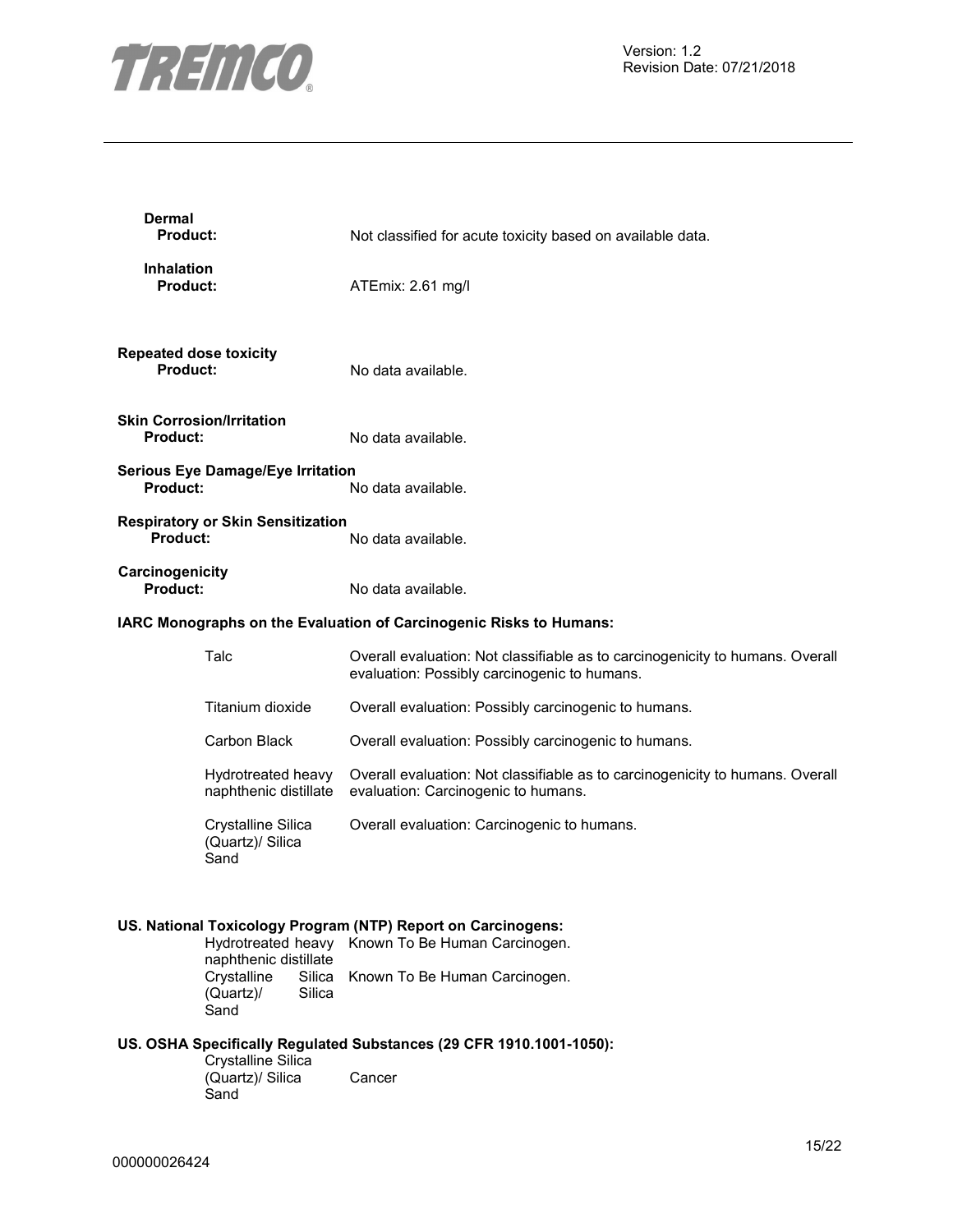**Dermal**

| | |
|---|---|
| **Product:** | Not classified for acute toxicity based on available data. |

**Inhalation**

| | |
|---|---|
| **Product:** | ATEmix: 2.61 mg/l |

**Repeated dose toxicity**

| | |
|---|---|
| **Product:** | No data available. |

**Skin Corrosion/Irritation**

| | |
|---|---|
| **Product:** | No data available. |

**Serious Eye Damage/Eye Irritation**

| | |
|---|---|
| **Product:** | No data available. |

**Respiratory or Skin Sensitization**

| | |
|---|---|
| **Product:** | No data available. |

**Carcinogenicity**

| | |
|---|---|
| **Product:** | No data available. |

**IARC Monographs on the Evaluation of Carcinogenic Risks to Humans:**

| | |
|---|---|
| Talc | Overall evaluation: Not classifiable as to carcinogenicity to humans. Overall evaluation: Possibly carcinogenic to humans. |
| Titanium dioxide | Overall evaluation: Possibly carcinogenic to humans. |
| Carbon Black | Overall evaluation: Possibly carcinogenic to humans. |
| Hydrotreated heavy naphthenic distillate | Overall evaluation: Not classifiable as to carcinogenicity to humans. Overall evaluation: Carcinogenic to humans. |
| Crystalline Silica (Quartz)/ Silica Sand | Overall evaluation: Carcinogenic to humans. |

**US. National Toxicology Program (NTP) Report on Carcinogens:**

| | |
|---|---|
| Hydrotreated heavy naphthenic distillate | Known To Be Human Carcinogen. |
| Crystalline Silica (Quartz)/ Silica Sand | Known To Be Human Carcinogen. |

**US. OSHA Specifically Regulated Substances (29 CFR 1910.1001-1050):**

| | |
|---|---|
| Crystalline Silica (Quartz)/ Silica Sand | Cancer |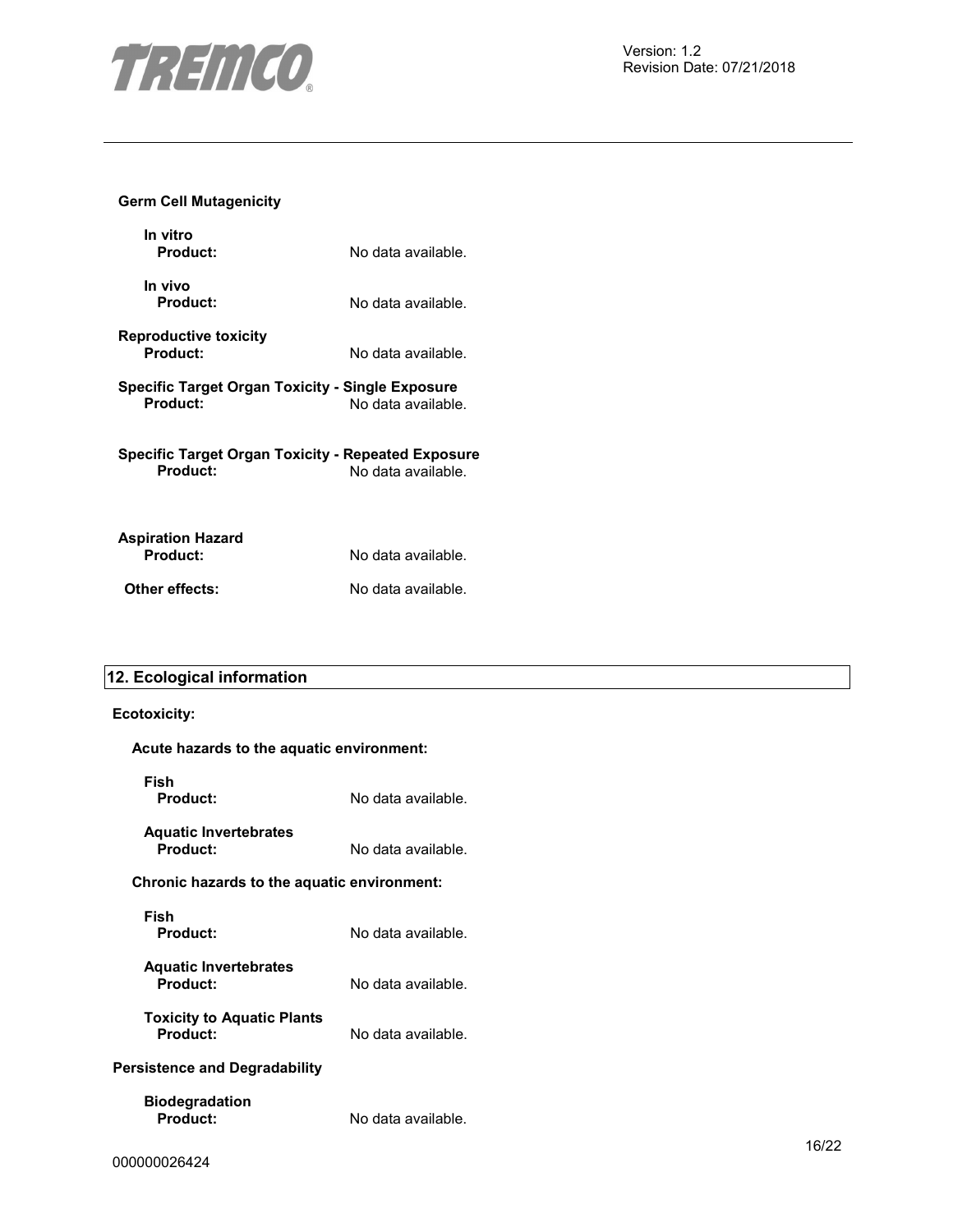**Germ Cell Mutagenicity**

**In vitro**
**Product:** No data available.

**In vivo**
**Product:** No data available.

**Reproductive toxicity**
**Product:** No data available.

**Specific Target Organ Toxicity - Single Exposure**
**Product:** No data available.

**Specific Target Organ Toxicity - Repeated Exposure**
**Product:** No data available.

**Aspiration Hazard**
**Product:** No data available.

**Other effects:** No data available.

## 12. Ecological information

**Ecotoxicity:**

**Acute hazards to the aquatic environment:**

**Fish**
**Product:** No data available.

**Aquatic Invertebrates**
**Product:** No data available.

**Chronic hazards to the aquatic environment:**

**Fish**
**Product:** No data available.

**Aquatic Invertebrates**
**Product:** No data available.

**Toxicity to Aquatic Plants**
**Product:** No data available.

**Persistence and Degradability**

**Biodegradation**
**Product:** No data available.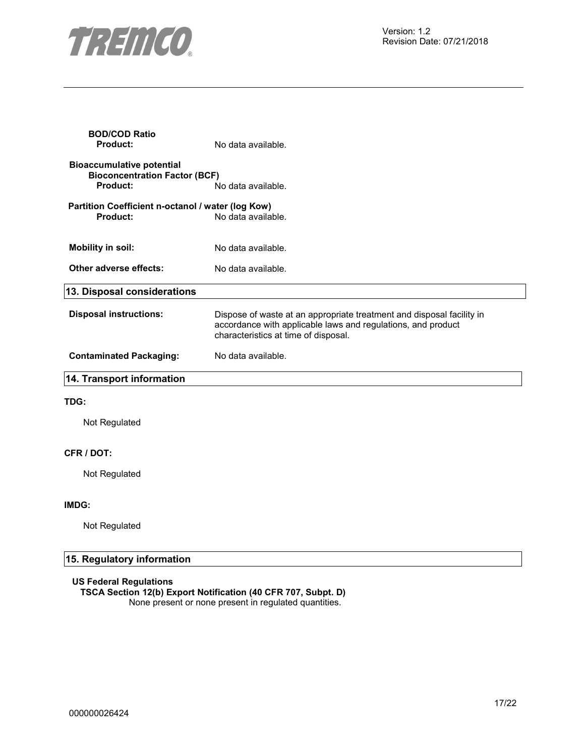**BOD/COD Ratio**

**Product:** No data available.

**Bioaccumulative potential**

**Bioconcentration Factor (BCF)**

**Product:** No data available.

**Partition Coefficient n-octanol / water (log Kow)**

**Product:** No data available.

**Mobility in soil:** No data available.

**Other adverse effects:** No data available.

## 13. Disposal considerations

**Disposal instructions:** Dispose of waste at an appropriate treatment and disposal facility in accordance with applicable laws and regulations, and product characteristics at time of disposal.

**Contaminated Packaging:** No data available.

## 14. Transport information

**TDG:**

Not Regulated

**CFR / DOT:**

Not Regulated

**IMDG:**

Not Regulated

## 15. Regulatory information

**US Federal Regulations**

**TSCA Section 12(b) Export Notification (40 CFR 707, Subpt. D)**

None present or none present in regulated quantities.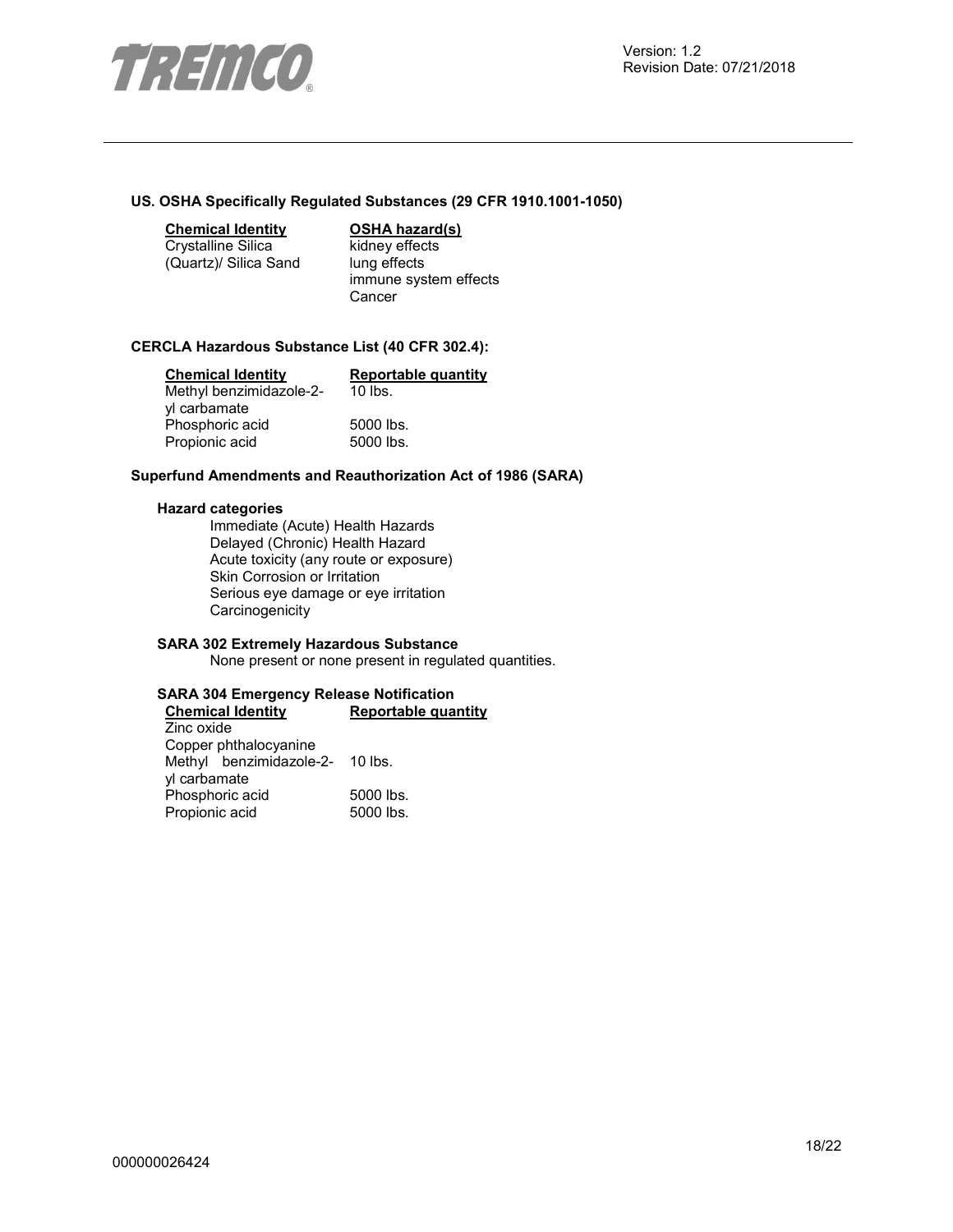### US. OSHA Specifically Regulated Substances (29 CFR 1910.1001-1050)

| Chemical Identity | OSHA hazard(s) |
|---|---|
| Crystalline Silica (Quartz)/ Silica Sand | kidney effects<br>lung effects<br>immune system effects<br>Cancer |

### CERCLA Hazardous Substance List (40 CFR 302.4):

| Chemical Identity | Reportable quantity |
|---|---|
| Methyl benzimidazole-2-yl carbamate | 10 lbs. |
| Phosphoric acid | 5000 lbs. |
| Propionic acid | 5000 lbs. |

### Superfund Amendments and Reauthorization Act of 1986 (SARA)

**Hazard categories**

Immediate (Acute) Health Hazards
Delayed (Chronic) Health Hazard
Acute toxicity (any route or exposure)
Skin Corrosion or Irritation
Serious eye damage or eye irritation
Carcinogenicity

**SARA 302 Extremely Hazardous Substance**

None present or none present in regulated quantities.

**SARA 304 Emergency Release Notification**

| Chemical Identity | Reportable quantity |
|---|---|
| Zinc oxide | |
| Copper phthalocyanine | |
| Methyl benzimidazole-2-yl carbamate | 10 lbs. |
| Phosphoric acid | 5000 lbs. |
| Propionic acid | 5000 lbs. |

000000026424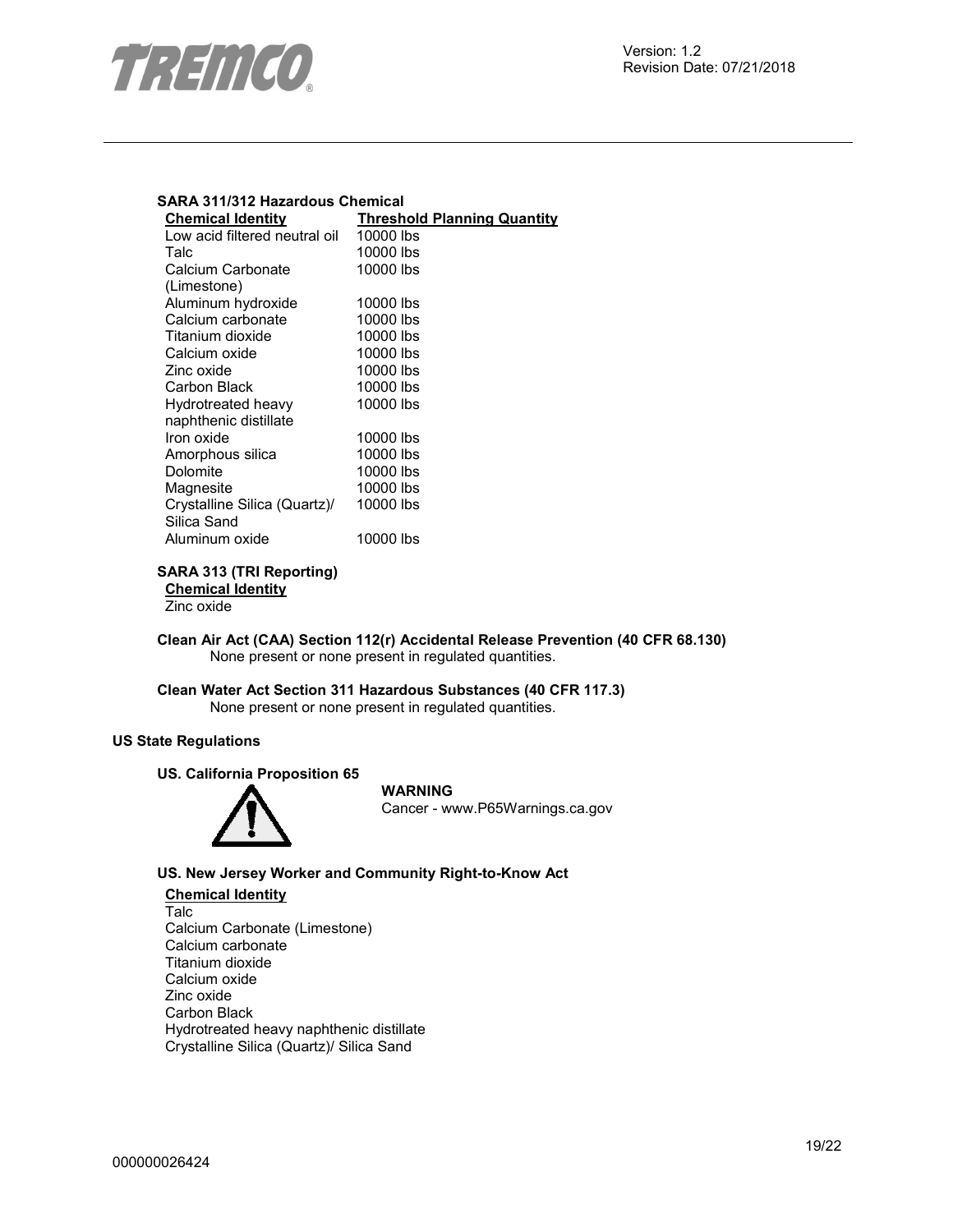### SARA 311/312 Hazardous Chemical

| Chemical Identity | Threshold Planning Quantity |
| --- | --- |
| Low acid filtered neutral oil | 10000 lbs |
| Talc | 10000 lbs |
| Calcium Carbonate (Limestone) | 10000 lbs |
| Aluminum hydroxide | 10000 lbs |
| Calcium carbonate | 10000 lbs |
| Titanium dioxide | 10000 lbs |
| Calcium oxide | 10000 lbs |
| Zinc oxide | 10000 lbs |
| Carbon Black | 10000 lbs |
| Hydrotreated heavy naphthenic distillate | 10000 lbs |
| Iron oxide | 10000 lbs |
| Amorphous silica | 10000 lbs |
| Dolomite | 10000 lbs |
| Magnesite | 10000 lbs |
| Crystalline Silica (Quartz)/ Silica Sand | 10000 lbs |
| Aluminum oxide | 10000 lbs |

### SARA 313 (TRI Reporting)

**Chemical Identity**

Zinc oxide

**Clean Air Act (CAA) Section 112(r) Accidental Release Prevention (40 CFR 68.130)**

None present or none present in regulated quantities.

**Clean Water Act Section 311 Hazardous Substances (40 CFR 117.3)**

None present or none present in regulated quantities.

## US State Regulations

### US. California Proposition 65

**WARNING**

Cancer - www.P65Warnings.ca.gov

### US. New Jersey Worker and Community Right-to-Know Act

**Chemical Identity**

Talc
Calcium Carbonate (Limestone)
Calcium carbonate
Titanium dioxide
Calcium oxide
Zinc oxide
Carbon Black
Hydrotreated heavy naphthenic distillate
Crystalline Silica (Quartz)/ Silica Sand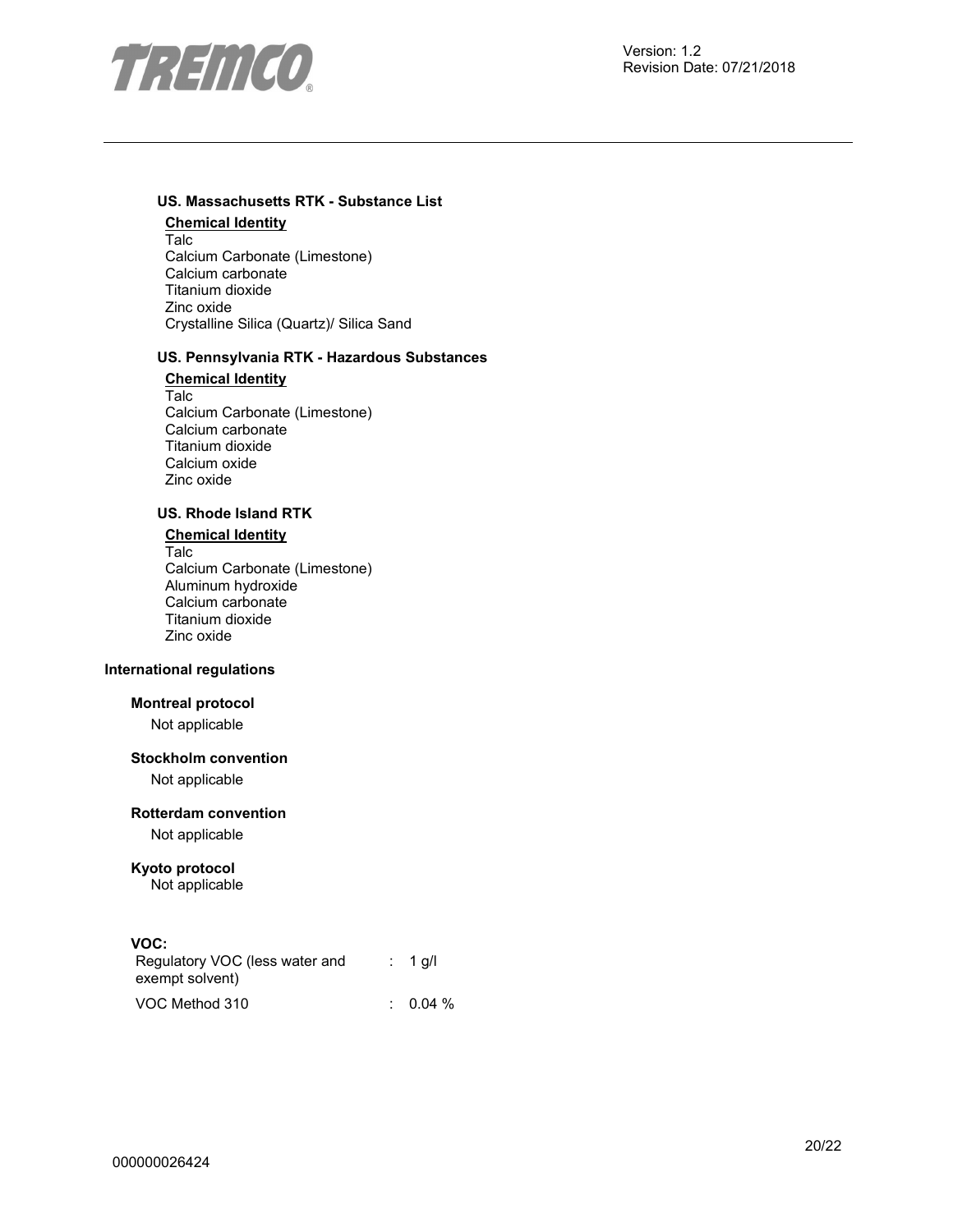### US. Massachusetts RTK - Substance List

**Chemical Identity**

Talc
Calcium Carbonate (Limestone)
Calcium carbonate
Titanium dioxide
Zinc oxide
Crystalline Silica (Quartz)/ Silica Sand

### US. Pennsylvania RTK - Hazardous Substances

**Chemical Identity**

Talc
Calcium Carbonate (Limestone)
Calcium carbonate
Titanium dioxide
Calcium oxide
Zinc oxide

### US. Rhode Island RTK

**Chemical Identity**

Talc
Calcium Carbonate (Limestone)
Aluminum hydroxide
Calcium carbonate
Titanium dioxide
Zinc oxide

## International regulations

### Montreal protocol

Not applicable

### Stockholm convention

Not applicable

### Rotterdam convention

Not applicable

### Kyoto protocol

Not applicable

### VOC:

| | | |
|---|---|---|
| Regulatory VOC (less water and exempt solvent) | : | 1 g/l |
| VOC Method 310 | : | 0.04 % |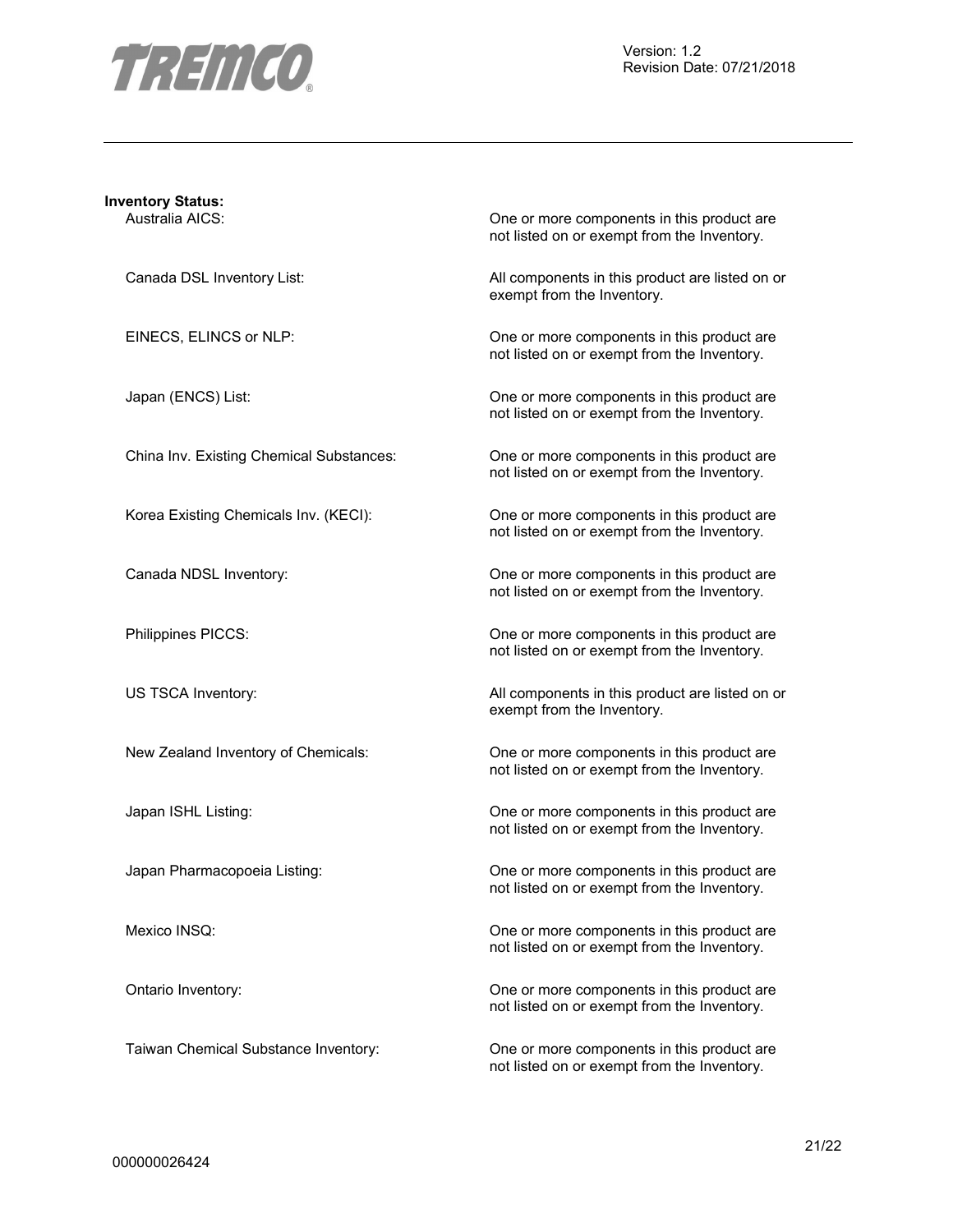**Inventory Status:**

| | |
|---|---|
| Australia AICS: | One or more components in this product are not listed on or exempt from the Inventory. |
| Canada DSL Inventory List: | All components in this product are listed on or exempt from the Inventory. |
| EINECS, ELINCS or NLP: | One or more components in this product are not listed on or exempt from the Inventory. |
| Japan (ENCS) List: | One or more components in this product are not listed on or exempt from the Inventory. |
| China Inv. Existing Chemical Substances: | One or more components in this product are not listed on or exempt from the Inventory. |
| Korea Existing Chemicals Inv. (KECI): | One or more components in this product are not listed on or exempt from the Inventory. |
| Canada NDSL Inventory: | One or more components in this product are not listed on or exempt from the Inventory. |
| Philippines PICCS: | One or more components in this product are not listed on or exempt from the Inventory. |
| US TSCA Inventory: | All components in this product are listed on or exempt from the Inventory. |
| New Zealand Inventory of Chemicals: | One or more components in this product are not listed on or exempt from the Inventory. |
| Japan ISHL Listing: | One or more components in this product are not listed on or exempt from the Inventory. |
| Japan Pharmacopoeia Listing: | One or more components in this product are not listed on or exempt from the Inventory. |
| Mexico INSQ: | One or more components in this product are not listed on or exempt from the Inventory. |
| Ontario Inventory: | One or more components in this product are not listed on or exempt from the Inventory. |
| Taiwan Chemical Substance Inventory: | One or more components in this product are not listed on or exempt from the Inventory. |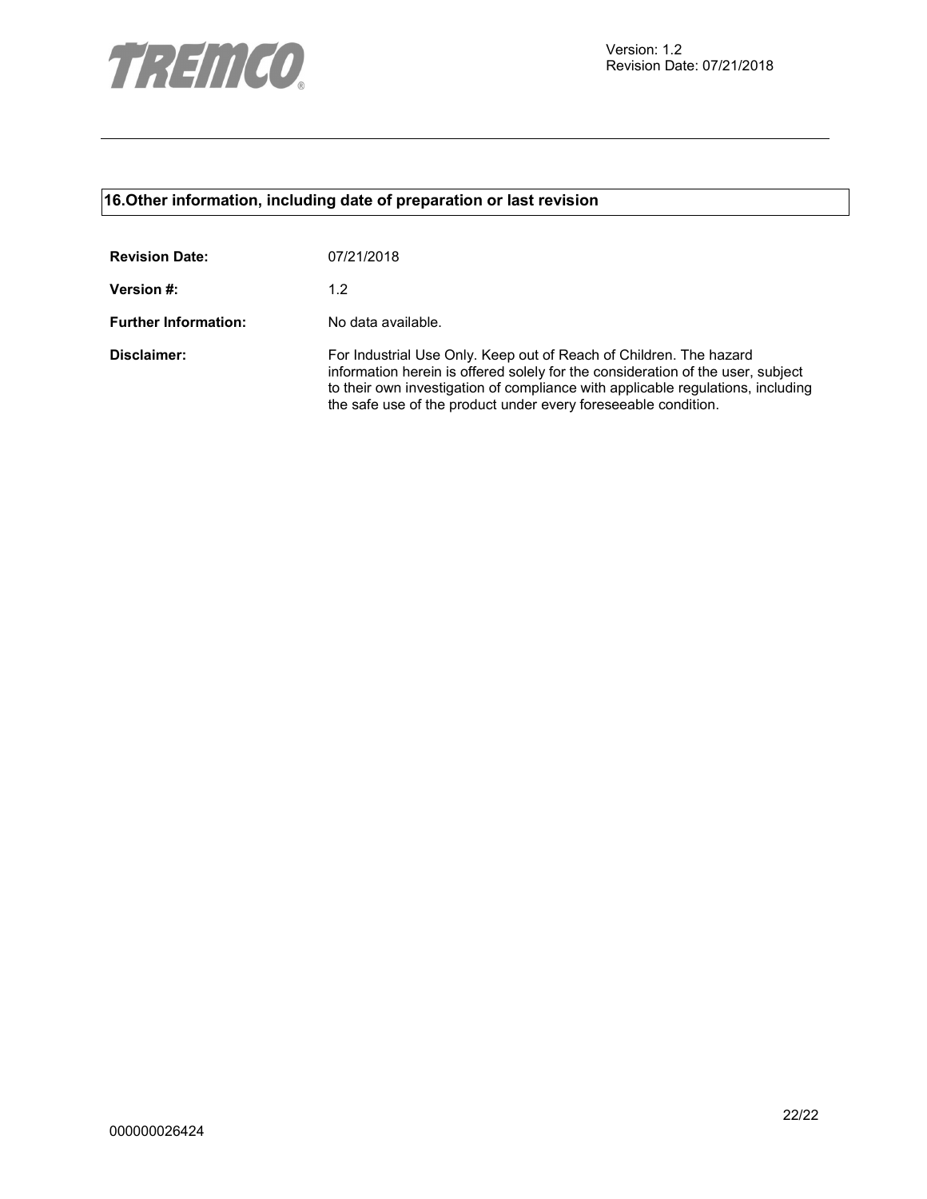## 16.Other information, including date of preparation or last revision

| | |
|---|---|
| **Revision Date:** | 07/21/2018 |
| **Version #:** | 1.2 |
| **Further Information:** | No data available. |
| **Disclaimer:** | For Industrial Use Only. Keep out of Reach of Children. The hazard information herein is offered solely for the consideration of the user, subject to their own investigation of compliance with applicable regulations, including the safe use of the product under every foreseeable condition. |